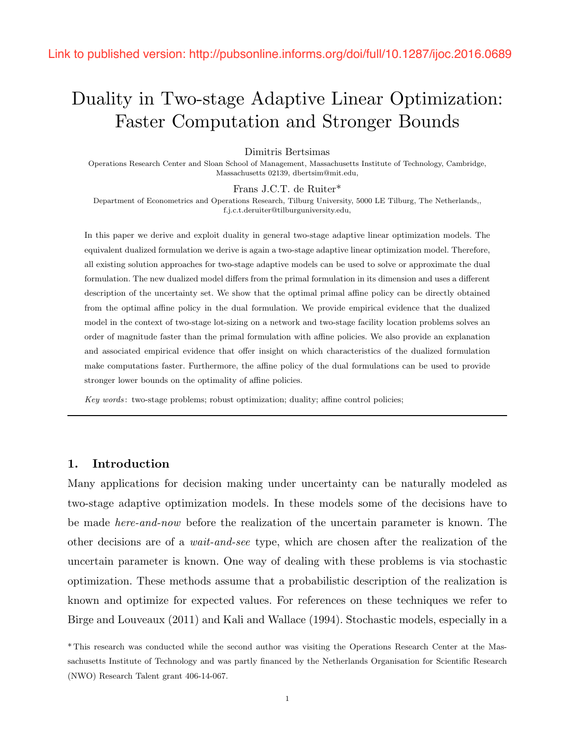Link to published version: http://pubsonline.informs.org/doi/full/10.1287/ijoc.2016.0689

# Duality in Two-stage Adaptive Linear Optimization: Faster Computation and Stronger Bounds

Dimitris Bertsimas

Operations Research Center and Sloan School of Management, Massachusetts Institute of Technology, Cambridge, Massachusetts 02139, dbertsim@mit.edu,

Frans J.C.T. de Ruiter*

Department of Econometrics and Operations Research, Tilburg University, 5000 LE Tilburg, The Netherlands,, f.j.c.t.deruiter@tilburguniversity.edu,

In this paper we derive and exploit duality in general two-stage adaptive linear optimization models. The equivalent dualized formulation we derive is again a two-stage adaptive linear optimization model. Therefore, all existing solution approaches for two-stage adaptive models can be used to solve or approximate the dual formulation. The new dualized model differs from the primal formulation in its dimension and uses a different description of the uncertainty set. We show that the optimal primal affine policy can be directly obtained from the optimal affine policy in the dual formulation. We provide empirical evidence that the dualized model in the context of two-stage lot-sizing on a network and two-stage facility location problems solves an order of magnitude faster than the primal formulation with affine policies. We also provide an explanation and associated empirical evidence that offer insight on which characteristics of the dualized formulation make computations faster. Furthermore, the affine policy of the dual formulations can be used to provide stronger lower bounds on the optimality of affine policies.

*Key words*: two-stage problems; robust optimization; duality; affine control policies;

## 1. Introduction

Many applications for decision making under uncertainty can be naturally modeled as two-stage adaptive optimization models. In these models some of the decisions have to be made *here-and-now* before the realization of the uncertain parameter is known. The other decisions are of a *wait-and-see* type, which are chosen after the realization of the uncertain parameter is known. One way of dealing with these problems is via stochastic optimization. These methods assume that a probabilistic description of the realization is known and optimize for expected values. For references on these techniques we refer to Birge and Louveaux (2011) and Kali and Wallace (1994). Stochastic models, especially in a

*This research was conducted while the second author was visiting the Operations Research Center at the Massachusetts Institute of Technology and was partly financed by the Netherlands Organisation for Scientific Research (NWO) Research Talent grant 406-14-067.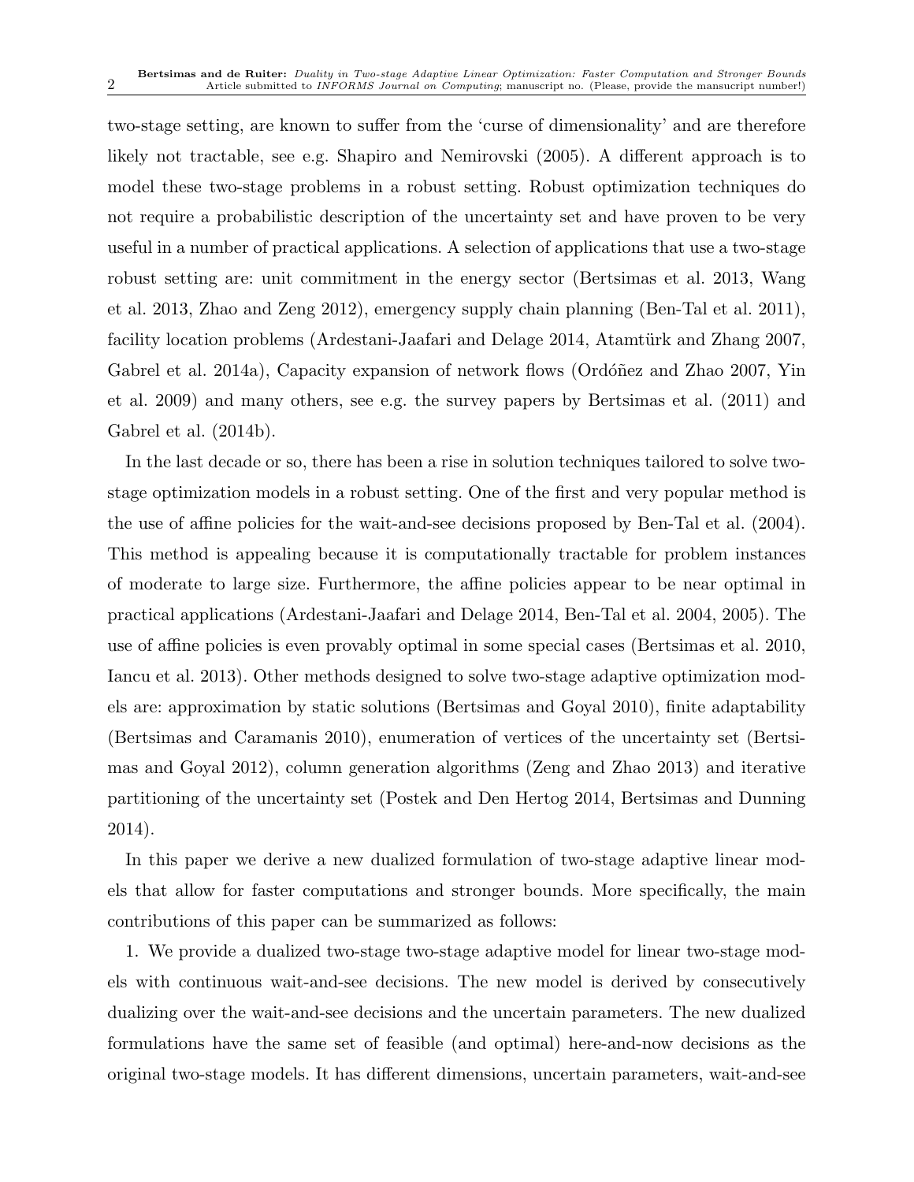two-stage setting, are known to suffer from the 'curse of dimensionality' and are therefore likely not tractable, see e.g. Shapiro and Nemirovski (2005). A different approach is to model these two-stage problems in a robust setting. Robust optimization techniques do not require a probabilistic description of the uncertainty set and have proven to be very useful in a number of practical applications. A selection of applications that use a two-stage robust setting are: unit commitment in the energy sector (Bertsimas et al. 2013, Wang et al. 2013, Zhao and Zeng 2012), emergency supply chain planning (Ben-Tal et al. 2011), facility location problems (Ardestani-Jaafari and Delage 2014, Atamtürk and Zhang 2007, Gabrel et al. 2014a), Capacity expansion of network flows (Ordóñez and Zhao 2007, Yin et al. 2009) and many others, see e.g. the survey papers by Bertsimas et al. (2011) and Gabrel et al. (2014b).

In the last decade or so, there has been a rise in solution techniques tailored to solve two-stage optimization models in a robust setting. One of the first and very popular method is the use of affine policies for the wait-and-see decisions proposed by Ben-Tal et al. (2004). This method is appealing because it is computationally tractable for problem instances of moderate to large size. Furthermore, the affine policies appear to be near optimal in practical applications (Ardestani-Jaafari and Delage 2014, Ben-Tal et al. 2004, 2005). The use of affine policies is even provably optimal in some special cases (Bertsimas et al. 2010, Iancu et al. 2013). Other methods designed to solve two-stage adaptive optimization models are: approximation by static solutions (Bertsimas and Goyal 2010), finite adaptability (Bertsimas and Caramanis 2010), enumeration of vertices of the uncertainty set (Bertsimas and Goyal 2012), column generation algorithms (Zeng and Zhao 2013) and iterative partitioning of the uncertainty set (Postek and Den Hertog 2014, Bertsimas and Dunning 2014).

In this paper we derive a new dualized formulation of two-stage adaptive linear models that allow for faster computations and stronger bounds. More specifically, the main contributions of this paper can be summarized as follows:

1. We provide a dualized two-stage two-stage adaptive model for linear two-stage models with continuous wait-and-see decisions. The new model is derived by consecutively dualizing over the wait-and-see decisions and the uncertain parameters. The new dualized formulations have the same set of feasible (and optimal) here-and-now decisions as the original two-stage models. It has different dimensions, uncertain parameters, wait-and-see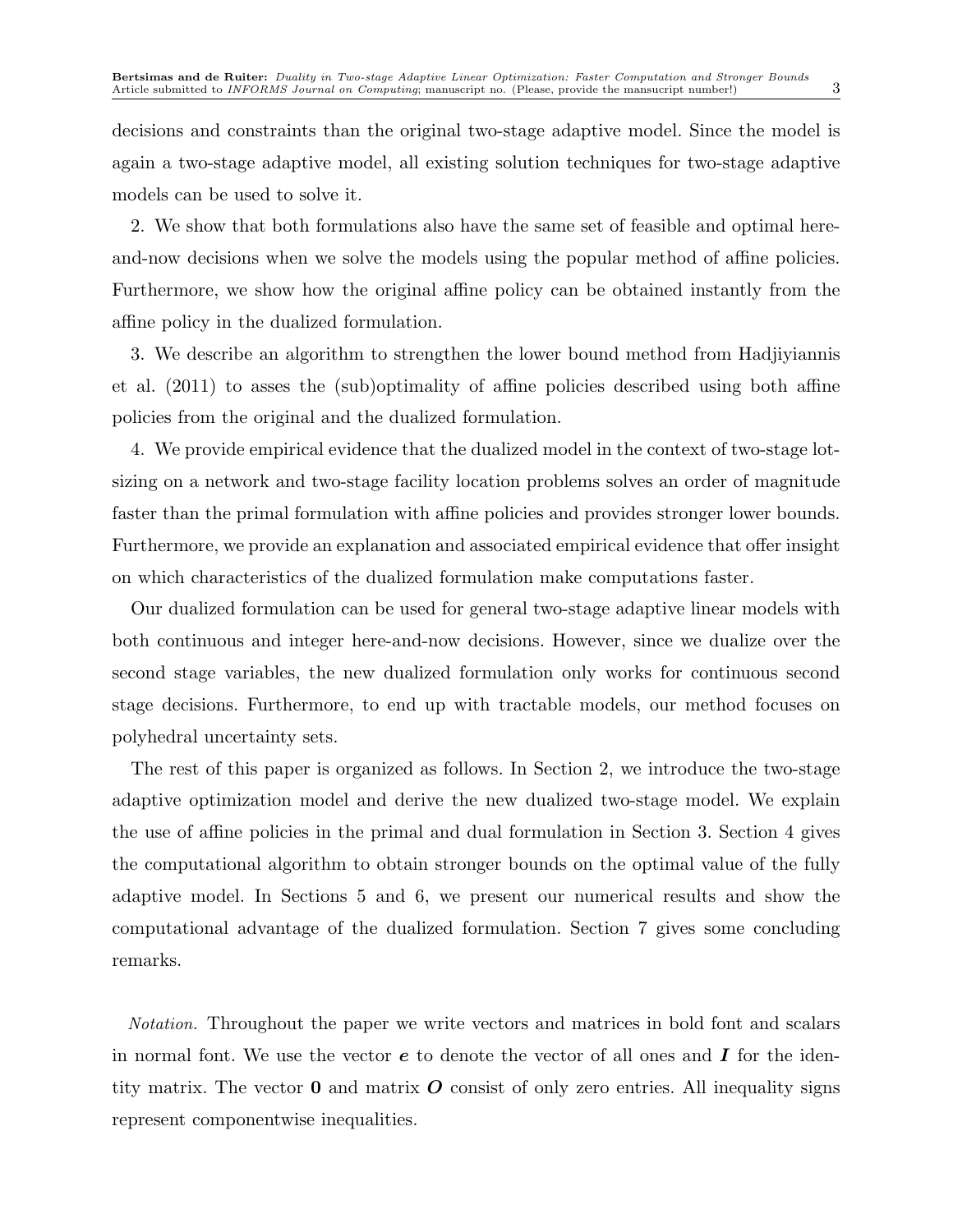decisions and constraints than the original two-stage adaptive model. Since the model is again a two-stage adaptive model, all existing solution techniques for two-stage adaptive models can be used to solve it.

2. We show that both formulations also have the same set of feasible and optimal here-and-now decisions when we solve the models using the popular method of affine policies. Furthermore, we show how the original affine policy can be obtained instantly from the affine policy in the dualized formulation.

3. We describe an algorithm to strengthen the lower bound method from Hadjiyiannis et al. (2011) to asses the (sub)optimality of affine policies described using both affine policies from the original and the dualized formulation.

4. We provide empirical evidence that the dualized model in the context of two-stage lot-sizing on a network and two-stage facility location problems solves an order of magnitude faster than the primal formulation with affine policies and provides stronger lower bounds. Furthermore, we provide an explanation and associated empirical evidence that offer insight on which characteristics of the dualized formulation make computations faster.

Our dualized formulation can be used for general two-stage adaptive linear models with both continuous and integer here-and-now decisions. However, since we dualize over the second stage variables, the new dualized formulation only works for continuous second stage decisions. Furthermore, to end up with tractable models, our method focuses on polyhedral uncertainty sets.

The rest of this paper is organized as follows. In Section 2, we introduce the two-stage adaptive optimization model and derive the new dualized two-stage model. We explain the use of affine policies in the primal and dual formulation in Section 3. Section 4 gives the computational algorithm to obtain stronger bounds on the optimal value of the fully adaptive model. In Sections 5 and 6, we present our numerical results and show the computational advantage of the dualized formulation. Section 7 gives some concluding remarks.

*Notation.* Throughout the paper we write vectors and matrices in bold font and scalars in normal font. We use the vector $\boldsymbol{e}$ to denote the vector of all ones and $\boldsymbol{I}$ for the identity matrix. The vector $\boldsymbol{0}$ and matrix $\boldsymbol{O}$ consist of only zero entries. All inequality signs represent componentwise inequalities.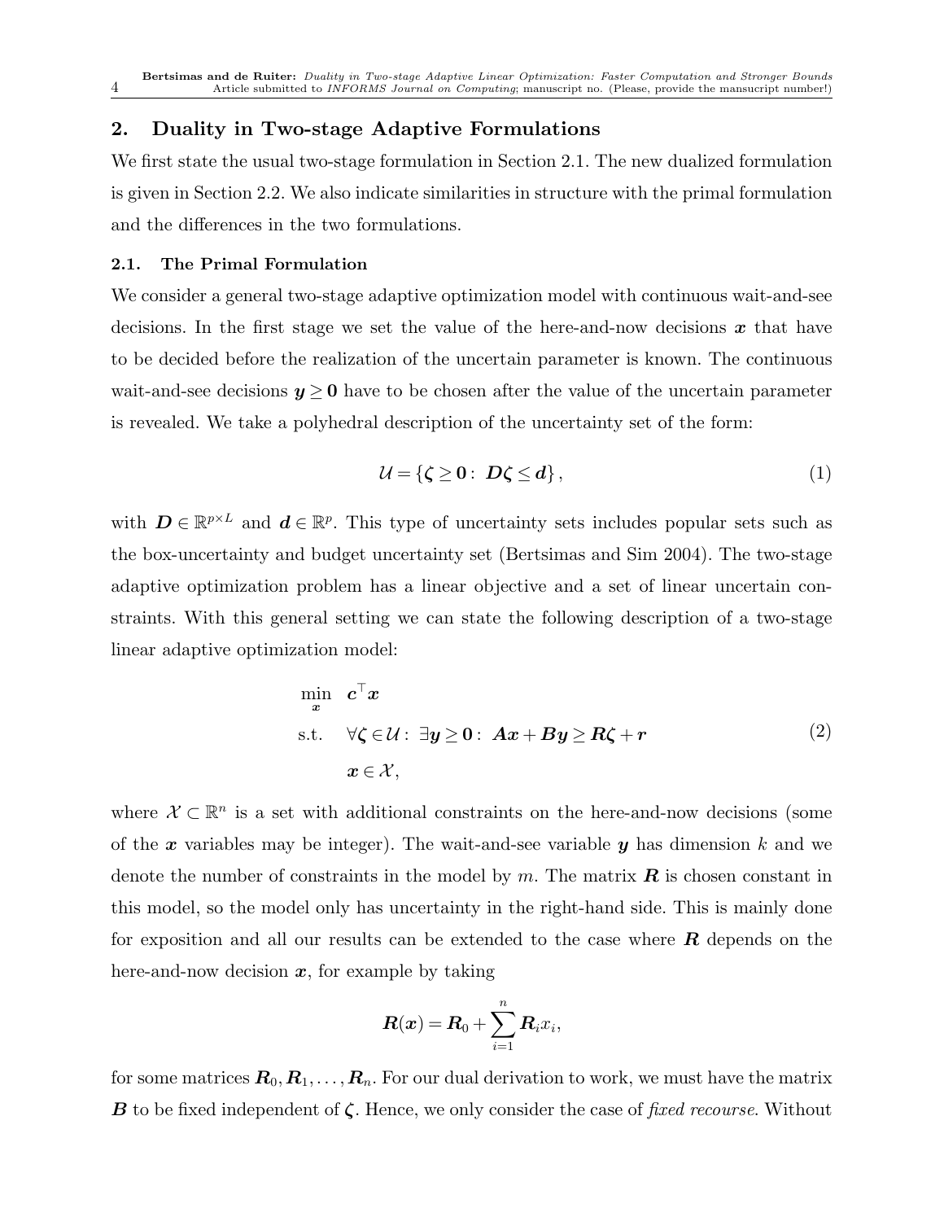## 2. Duality in Two-stage Adaptive Formulations

We first state the usual two-stage formulation in Section 2.1. The new dualized formulation is given in Section 2.2. We also indicate similarities in structure with the primal formulation and the differences in the two formulations.

### 2.1. The Primal Formulation

We consider a general two-stage adaptive optimization model with continuous wait-and-see decisions. In the first stage we set the value of the here-and-now decisions $\boldsymbol{x}$ that have to be decided before the realization of the uncertain parameter is known. The continuous wait-and-see decisions $\boldsymbol{y} \geq \boldsymbol{0}$ have to be chosen after the value of the uncertain parameter is revealed. We take a polyhedral description of the uncertainty set of the form:

$$\mathcal{U} = \{\boldsymbol{\zeta} \geq \boldsymbol{0} : \ \boldsymbol{D}\boldsymbol{\zeta} \leq \boldsymbol{d}\}, \tag{1}$$

with $\boldsymbol{D} \in \mathbb{R}^{p \times L}$ and $\boldsymbol{d} \in \mathbb{R}^p$. This type of uncertainty sets includes popular sets such as the box-uncertainty and budget uncertainty set (Bertsimas and Sim 2004). The two-stage adaptive optimization problem has a linear objective and a set of linear uncertain constraints. With this general setting we can state the following description of a two-stage linear adaptive optimization model:

$$\begin{aligned} \min_{\boldsymbol{x}} \quad & \boldsymbol{c}^\top \boldsymbol{x} \\ \text{s.t.} \quad & \forall \boldsymbol{\zeta} \in \mathcal{U} : \ \exists \boldsymbol{y} \geq \boldsymbol{0} : \ \boldsymbol{A}\boldsymbol{x} + \boldsymbol{B}\boldsymbol{y} \geq \boldsymbol{R}\boldsymbol{\zeta} + \boldsymbol{r} \\ & \boldsymbol{x} \in \mathcal{X}, \end{aligned} \tag{2}$$

where $\mathcal{X} \subset \mathbb{R}^n$ is a set with additional constraints on the here-and-now decisions (some of the $\boldsymbol{x}$ variables may be integer). The wait-and-see variable $\boldsymbol{y}$ has dimension $k$ and we denote the number of constraints in the model by $m$. The matrix $\boldsymbol{R}$ is chosen constant in this model, so the model only has uncertainty in the right-hand side. This is mainly done for exposition and all our results can be extended to the case where $\boldsymbol{R}$ depends on the here-and-now decision $\boldsymbol{x}$, for example by taking

$$\boldsymbol{R}(\boldsymbol{x}) = \boldsymbol{R}_0 + \sum_{i=1}^{n} \boldsymbol{R}_i x_i,$$

for some matrices $\boldsymbol{R}_0, \boldsymbol{R}_1, \ldots, \boldsymbol{R}_n$. For our dual derivation to work, we must have the matrix $\boldsymbol{B}$ to be fixed independent of $\boldsymbol{\zeta}$. Hence, we only consider the case of *fixed recourse*. Without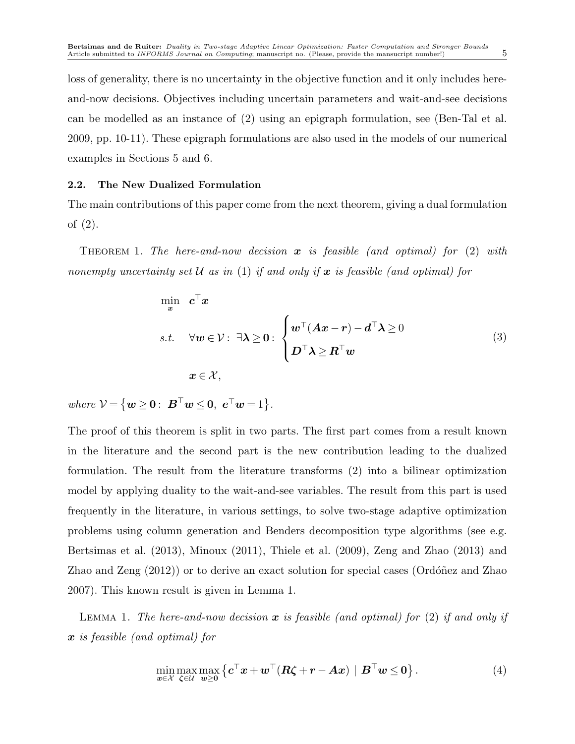loss of generality, there is no uncertainty in the objective function and it only includes here-and-now decisions. Objectives including uncertain parameters and wait-and-see decisions can be modelled as an instance of (2) using an epigraph formulation, see (Ben-Tal et al. 2009, pp. 10-11). These epigraph formulations are also used in the models of our numerical examples in Sections 5 and 6.

### 2.2. The New Dualized Formulation

The main contributions of this paper come from the next theorem, giving a dual formulation of (2).

Theorem 1. *The here-and-now decision $\boldsymbol{x}$ is feasible (and optimal) for (2) with nonempty uncertainty set $\mathcal{U}$ as in (1) if and only if $\boldsymbol{x}$ is feasible (and optimal) for*

$$
\begin{aligned}
\min_{\boldsymbol{x}} \quad & \boldsymbol{c}^\top \boldsymbol{x} \\
\text{s.t.} \quad & \forall \boldsymbol{w} \in \mathcal{V}: \ \exists \boldsymbol{\lambda} \geq \boldsymbol{0}: \begin{cases} \boldsymbol{w}^\top (\boldsymbol{A}\boldsymbol{x} - \boldsymbol{r}) - \boldsymbol{d}^\top \boldsymbol{\lambda} \geq 0 \\ \boldsymbol{D}^\top \boldsymbol{\lambda} \geq \boldsymbol{R}^\top \boldsymbol{w} \end{cases} \\
& \boldsymbol{x} \in \mathcal{X},
\end{aligned} \tag{3}
$$

*where* $\mathcal{V} = \left\{ \boldsymbol{w} \geq \boldsymbol{0} : \ \boldsymbol{B}^\top \boldsymbol{w} \leq \boldsymbol{0}, \ \boldsymbol{e}^\top \boldsymbol{w} = 1 \right\}$.

The proof of this theorem is split in two parts. The first part comes from a result known in the literature and the second part is the new contribution leading to the dualized formulation. The result from the literature transforms (2) into a bilinear optimization model by applying duality to the wait-and-see variables. The result from this part is used frequently in the literature, in various settings, to solve two-stage adaptive optimization problems using column generation and Benders decomposition type algorithms (see e.g. Bertsimas et al. (2013), Minoux (2011), Thiele et al. (2009), Zeng and Zhao (2013) and Zhao and Zeng (2012)) or to derive an exact solution for special cases (Ordóñez and Zhao 2007). This known result is given in Lemma 1.

Lemma 1. *The here-and-now decision $\boldsymbol{x}$ is feasible (and optimal) for (2) if and only if $\boldsymbol{x}$ is feasible (and optimal) for*

$$
\min_{\boldsymbol{x} \in \mathcal{X}} \max_{\boldsymbol{\zeta} \in \mathcal{U}} \max_{\boldsymbol{w} \geq \boldsymbol{0}} \left\{ \boldsymbol{c}^\top \boldsymbol{x} + \boldsymbol{w}^\top (\boldsymbol{R}\boldsymbol{\zeta} + \boldsymbol{r} - \boldsymbol{A}\boldsymbol{x}) \mid \boldsymbol{B}^\top \boldsymbol{w} \leq \boldsymbol{0} \right\}. \tag{4}
$$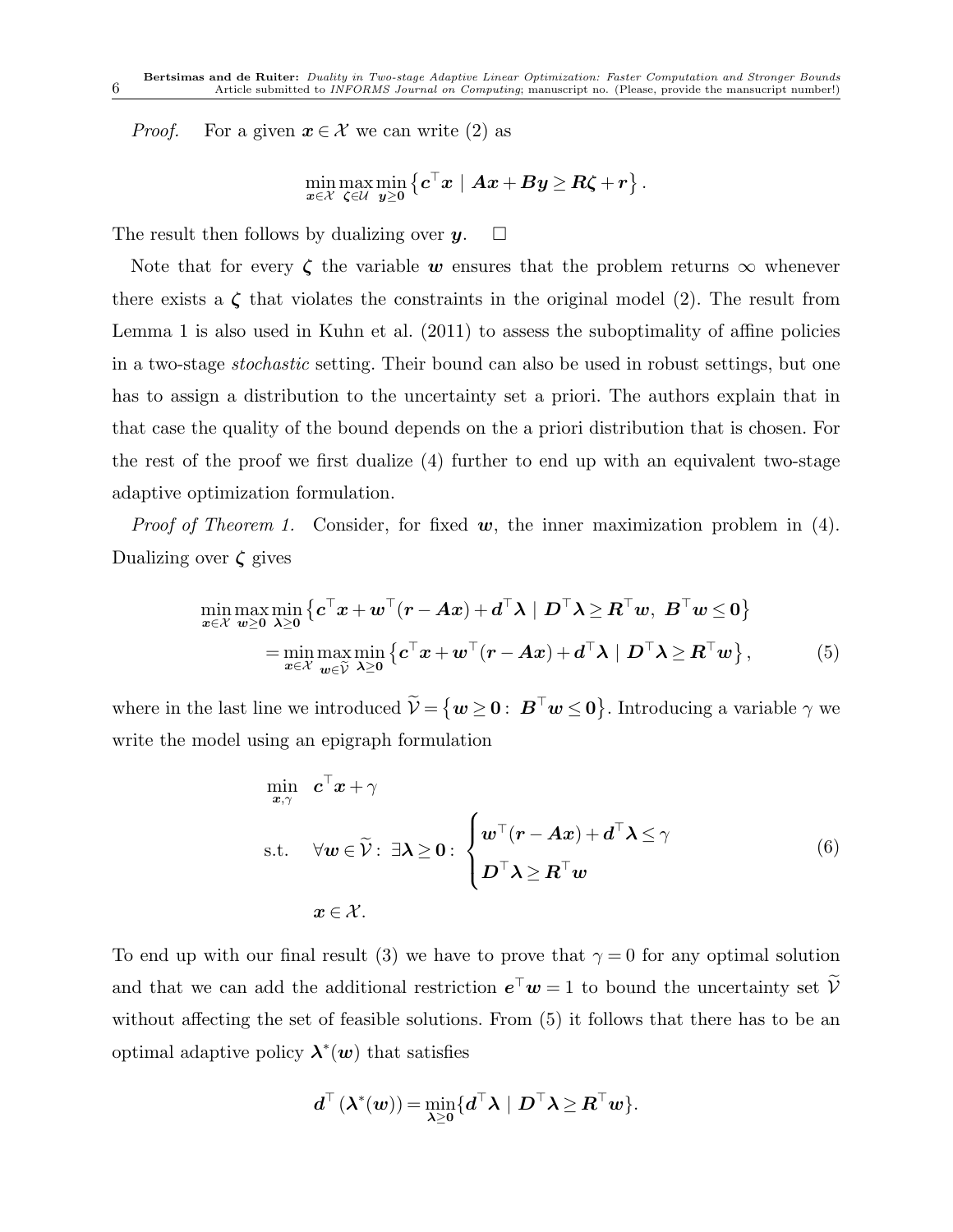*Proof.* For a given $\boldsymbol{x} \in \mathcal{X}$ we can write (2) as

$$\min_{\boldsymbol{x}\in\mathcal{X}} \max_{\boldsymbol{\zeta}\in\mathcal{U}} \min_{\boldsymbol{y}\geq \boldsymbol{0}} \left\{ \boldsymbol{c}^\top \boldsymbol{x} \mid \boldsymbol{A}\boldsymbol{x} + \boldsymbol{B}\boldsymbol{y} \geq \boldsymbol{R}\boldsymbol{\zeta} + \boldsymbol{r} \right\}.$$

The result then follows by dualizing over $\boldsymbol{y}$. $\square$

Note that for every $\boldsymbol{\zeta}$ the variable $\boldsymbol{w}$ ensures that the problem returns $\infty$ whenever there exists a $\boldsymbol{\zeta}$ that violates the constraints in the original model (2). The result from Lemma 1 is also used in Kuhn et al. (2011) to assess the suboptimality of affine policies in a two-stage *stochastic* setting. Their bound can also be used in robust settings, but one has to assign a distribution to the uncertainty set a priori. The authors explain that in that case the quality of the bound depends on the a priori distribution that is chosen. For the rest of the proof we first dualize (4) further to end up with an equivalent two-stage adaptive optimization formulation.

*Proof of Theorem 1.* Consider, for fixed $\boldsymbol{w}$, the inner maximization problem in (4). Dualizing over $\boldsymbol{\zeta}$ gives

$$\begin{aligned}
&\min_{\boldsymbol{x}\in\mathcal{X}} \max_{\boldsymbol{w}\geq \boldsymbol{0}} \min_{\boldsymbol{\lambda}\geq \boldsymbol{0}} \left\{ \boldsymbol{c}^\top \boldsymbol{x} + \boldsymbol{w}^\top(\boldsymbol{r} - \boldsymbol{A}\boldsymbol{x}) + \boldsymbol{d}^\top \boldsymbol{\lambda} \mid \boldsymbol{D}^\top \boldsymbol{\lambda} \geq \boldsymbol{R}^\top \boldsymbol{w},\ \boldsymbol{B}^\top \boldsymbol{w} \leq \boldsymbol{0} \right\} \\
&\quad = \min_{\boldsymbol{x}\in\mathcal{X}} \max_{\boldsymbol{w}\in\widetilde{\mathcal{V}}} \min_{\boldsymbol{\lambda}\geq \boldsymbol{0}} \left\{ \boldsymbol{c}^\top \boldsymbol{x} + \boldsymbol{w}^\top(\boldsymbol{r} - \boldsymbol{A}\boldsymbol{x}) + \boldsymbol{d}^\top \boldsymbol{\lambda} \mid \boldsymbol{D}^\top \boldsymbol{\lambda} \geq \boldsymbol{R}^\top \boldsymbol{w} \right\}, \qquad (5)
\end{aligned}$$

where in the last line we introduced $\widetilde{\mathcal{V}} = \left\{ \boldsymbol{w} \geq \boldsymbol{0} :\ \boldsymbol{B}^\top \boldsymbol{w} \leq \boldsymbol{0} \right\}$. Introducing a variable $\gamma$ we write the model using an epigraph formulation

$$\begin{aligned}
\min_{\boldsymbol{x},\gamma} \quad & \boldsymbol{c}^\top \boldsymbol{x} + \gamma \\
\text{s.t.} \quad & \forall \boldsymbol{w} \in \widetilde{\mathcal{V}} :\ \exists \boldsymbol{\lambda} \geq \boldsymbol{0} : \begin{cases} \boldsymbol{w}^\top(\boldsymbol{r} - \boldsymbol{A}\boldsymbol{x}) + \boldsymbol{d}^\top \boldsymbol{\lambda} \leq \gamma \\ \boldsymbol{D}^\top \boldsymbol{\lambda} \geq \boldsymbol{R}^\top \boldsymbol{w} \end{cases} \qquad (6) \\
& \boldsymbol{x} \in \mathcal{X}.
\end{aligned}$$

To end up with our final result (3) we have to prove that $\gamma = 0$ for any optimal solution and that we can add the additional restriction $\boldsymbol{e}^\top \boldsymbol{w} = 1$ to bound the uncertainty set $\widetilde{\mathcal{V}}$ without affecting the set of feasible solutions. From (5) it follows that there has to be an optimal adaptive policy $\boldsymbol{\lambda}^*(\boldsymbol{w})$ that satisfies

$$\boldsymbol{d}^\top \left(\boldsymbol{\lambda}^*(\boldsymbol{w})\right) = \min_{\boldsymbol{\lambda}\geq \boldsymbol{0}} \{ \boldsymbol{d}^\top \boldsymbol{\lambda} \mid \boldsymbol{D}^\top \boldsymbol{\lambda} \geq \boldsymbol{R}^\top \boldsymbol{w} \}.$$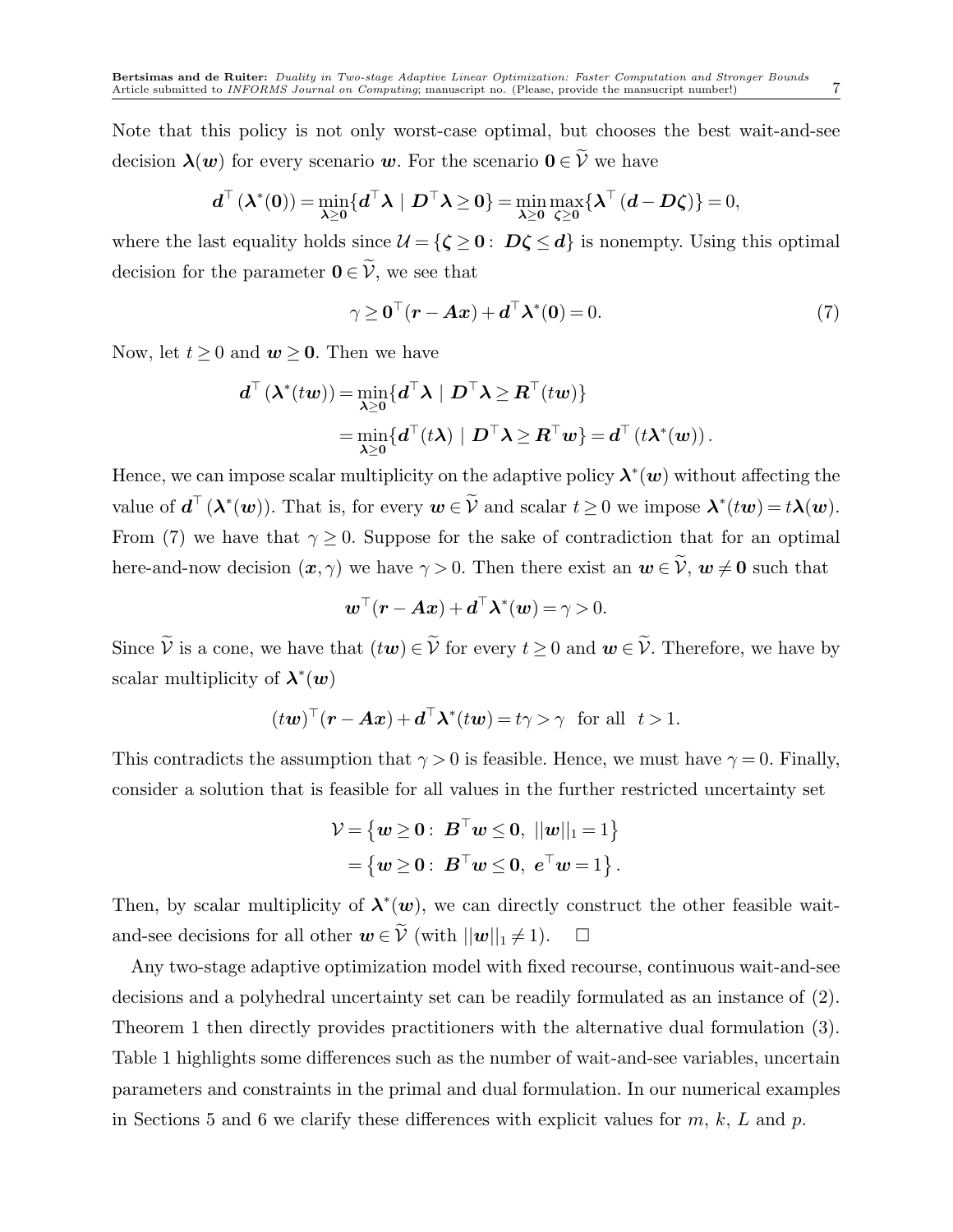Note that this policy is not only worst-case optimal, but chooses the best wait-and-see decision $\boldsymbol{\lambda}(\boldsymbol{w})$ for every scenario $\boldsymbol{w}$. For the scenario $\mathbf{0} \in \widetilde{\mathcal{V}}$ we have

$$\boldsymbol{d}^\top (\boldsymbol{\lambda}^*(\mathbf{0})) = \min_{\boldsymbol{\lambda} \geq \mathbf{0}} \{\boldsymbol{d}^\top \boldsymbol{\lambda} \mid \boldsymbol{D}^\top \boldsymbol{\lambda} \geq \mathbf{0}\} = \min_{\boldsymbol{\lambda} \geq \mathbf{0}} \max_{\boldsymbol{\zeta} \geq \mathbf{0}} \{\boldsymbol{\lambda}^\top (\boldsymbol{d} - \boldsymbol{D}\boldsymbol{\zeta})\} = 0,$$

where the last equality holds since $\mathcal{U} = \{\boldsymbol{\zeta} \geq \mathbf{0} : \ \boldsymbol{D}\boldsymbol{\zeta} \leq \boldsymbol{d}\}$ is nonempty. Using this optimal decision for the parameter $\mathbf{0} \in \widetilde{\mathcal{V}}$, we see that

$$\gamma \geq \mathbf{0}^\top (\boldsymbol{r} - \boldsymbol{A}\boldsymbol{x}) + \boldsymbol{d}^\top \boldsymbol{\lambda}^*(\mathbf{0}) = 0. \tag{7}$$

Now, let $t \geq 0$ and $\boldsymbol{w} \geq \mathbf{0}$. Then we have

$$\begin{aligned}
\boldsymbol{d}^\top (\boldsymbol{\lambda}^*(t\boldsymbol{w})) &= \min_{\boldsymbol{\lambda} \geq \mathbf{0}} \{\boldsymbol{d}^\top \boldsymbol{\lambda} \mid \boldsymbol{D}^\top \boldsymbol{\lambda} \geq \boldsymbol{R}^\top (t\boldsymbol{w})\} \\
&= \min_{\boldsymbol{\lambda} \geq \mathbf{0}} \{\boldsymbol{d}^\top (t\boldsymbol{\lambda}) \mid \boldsymbol{D}^\top \boldsymbol{\lambda} \geq \boldsymbol{R}^\top \boldsymbol{w}\} = \boldsymbol{d}^\top (t\boldsymbol{\lambda}^*(\boldsymbol{w})).
\end{aligned}$$

Hence, we can impose scalar multiplicity on the adaptive policy $\boldsymbol{\lambda}^*(\boldsymbol{w})$ without affecting the value of $\boldsymbol{d}^\top (\boldsymbol{\lambda}^*(\boldsymbol{w}))$. That is, for every $\boldsymbol{w} \in \widetilde{\mathcal{V}}$ and scalar $t \geq 0$ we impose $\boldsymbol{\lambda}^*(t\boldsymbol{w}) = t\boldsymbol{\lambda}(\boldsymbol{w})$. From (7) we have that $\gamma \geq 0$. Suppose for the sake of contradiction that for an optimal here-and-now decision $(\boldsymbol{x}, \gamma)$ we have $\gamma > 0$. Then there exist an $\boldsymbol{w} \in \widetilde{\mathcal{V}}$, $\boldsymbol{w} \neq \mathbf{0}$ such that

$$\boldsymbol{w}^\top (\boldsymbol{r} - \boldsymbol{A}\boldsymbol{x}) + \boldsymbol{d}^\top \boldsymbol{\lambda}^*(\boldsymbol{w}) = \gamma > 0.$$

Since $\widetilde{\mathcal{V}}$ is a cone, we have that $(t\boldsymbol{w}) \in \widetilde{\mathcal{V}}$ for every $t \geq 0$ and $\boldsymbol{w} \in \widetilde{\mathcal{V}}$. Therefore, we have by scalar multiplicity of $\boldsymbol{\lambda}^*(\boldsymbol{w})$

$$(t\boldsymbol{w})^\top (\boldsymbol{r} - \boldsymbol{A}\boldsymbol{x}) + \boldsymbol{d}^\top \boldsymbol{\lambda}^*(t\boldsymbol{w}) = t\gamma > \gamma \quad \text{for all} \quad t > 1.$$

This contradicts the assumption that $\gamma > 0$ is feasible. Hence, we must have $\gamma = 0$. Finally, consider a solution that is feasible for all values in the further restricted uncertainty set

$$\begin{aligned}
\mathcal{V} &= \left\{\boldsymbol{w} \geq \mathbf{0} : \ \boldsymbol{B}^\top \boldsymbol{w} \leq \mathbf{0}, \ ||\boldsymbol{w}||_1 = 1\right\} \\
&= \left\{\boldsymbol{w} \geq \mathbf{0} : \ \boldsymbol{B}^\top \boldsymbol{w} \leq \mathbf{0}, \ \boldsymbol{e}^\top \boldsymbol{w} = 1\right\}.
\end{aligned}$$

Then, by scalar multiplicity of $\boldsymbol{\lambda}^*(\boldsymbol{w})$, we can directly construct the other feasible wait-and-see decisions for all other $\boldsymbol{w} \in \widetilde{\mathcal{V}}$ (with $||\boldsymbol{w}||_1 \neq 1$). $\square$

Any two-stage adaptive optimization model with fixed recourse, continuous wait-and-see decisions and a polyhedral uncertainty set can be readily formulated as an instance of (2). Theorem 1 then directly provides practitioners with the alternative dual formulation (3). Table 1 highlights some differences such as the number of wait-and-see variables, uncertain parameters and constraints in the primal and dual formulation. In our numerical examples in Sections 5 and 6 we clarify these differences with explicit values for $m$, $k$, $L$ and $p$.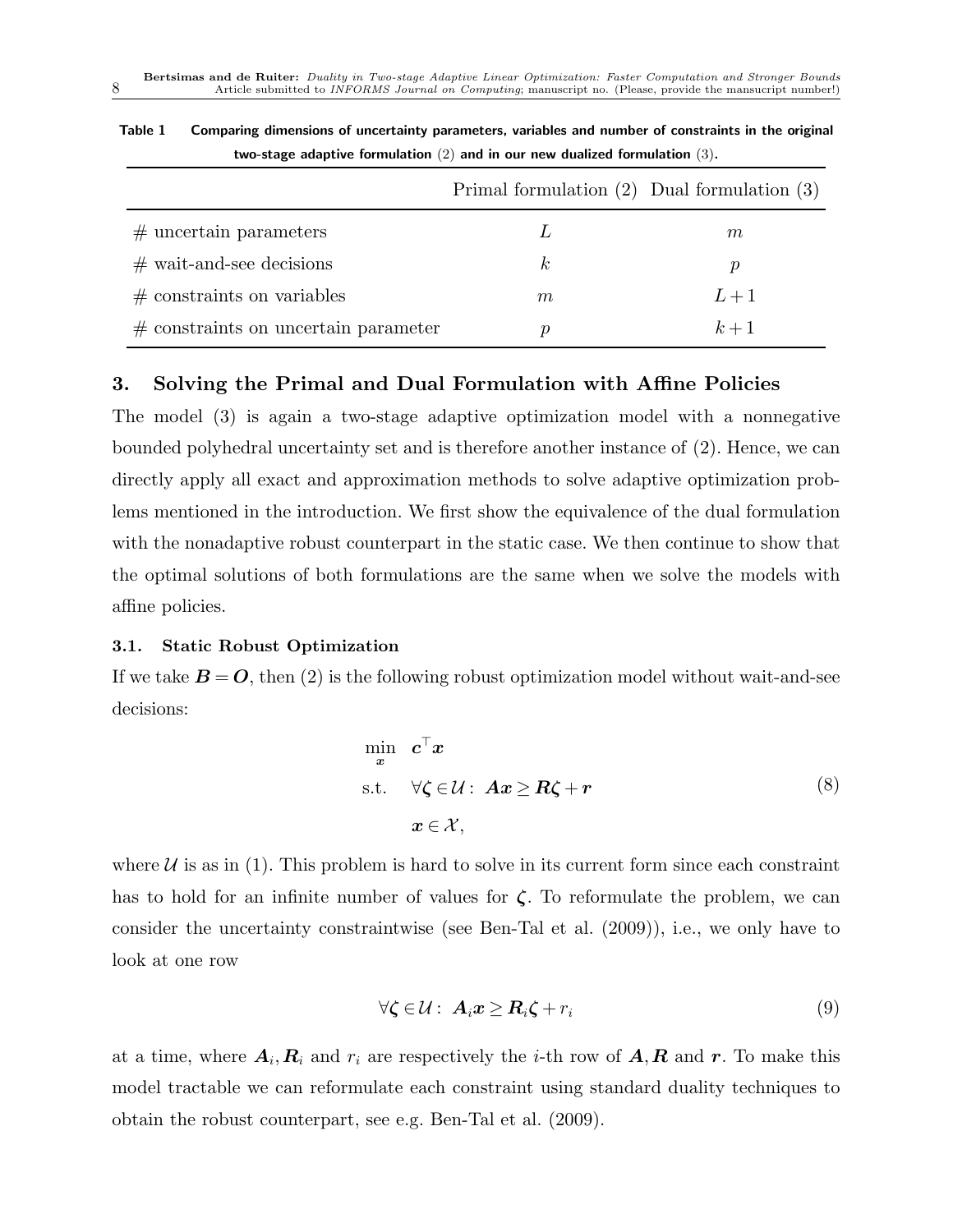**Table 1** Comparing dimensions of uncertainty parameters, variables and number of constraints in the original two-stage adaptive formulation (2) and in our new dualized formulation (3).

| | Primal formulation (2) | Dual formulation (3) |
|---|---|---|
| # uncertain parameters | $L$ | $m$ |
| # wait-and-see decisions | $k$ | $p$ |
| # constraints on variables | $m$ | $L+1$ |
| # constraints on uncertain parameter | $p$ | $k+1$ |

## 3. Solving the Primal and Dual Formulation with Affine Policies

The model (3) is again a two-stage adaptive optimization model with a nonnegative bounded polyhedral uncertainty set and is therefore another instance of (2). Hence, we can directly apply all exact and approximation methods to solve adaptive optimization problems mentioned in the introduction. We first show the equivalence of the dual formulation with the nonadaptive robust counterpart in the static case. We then continue to show that the optimal solutions of both formulations are the same when we solve the models with affine policies.

### 3.1. Static Robust Optimization

If we take $\boldsymbol{B} = \boldsymbol{O}$, then (2) is the following robust optimization model without wait-and-see decisions:

$$
\begin{aligned}
\min_{\boldsymbol{x}} \quad & \boldsymbol{c}^\top \boldsymbol{x} \\
\text{s.t.} \quad & \forall \boldsymbol{\zeta} \in \mathcal{U}: \ \boldsymbol{A}\boldsymbol{x} \geq \boldsymbol{R}\boldsymbol{\zeta} + \boldsymbol{r} \\
& \boldsymbol{x} \in \mathcal{X},
\end{aligned}
\tag{8}
$$

where $\mathcal{U}$ is as in (1). This problem is hard to solve in its current form since each constraint has to hold for an infinite number of values for $\boldsymbol{\zeta}$. To reformulate the problem, we can consider the uncertainty constraintwise (see Ben-Tal et al. (2009)), i.e., we only have to look at one row

$$
\forall \boldsymbol{\zeta} \in \mathcal{U}: \ \boldsymbol{A}_i \boldsymbol{x} \geq \boldsymbol{R}_i \boldsymbol{\zeta} + r_i \tag{9}
$$

at a time, where $\boldsymbol{A}_i, \boldsymbol{R}_i$ and $r_i$ are respectively the $i$-th row of $\boldsymbol{A}, \boldsymbol{R}$ and $\boldsymbol{r}$. To make this model tractable we can reformulate each constraint using standard duality techniques to obtain the robust counterpart, see e.g. Ben-Tal et al. (2009).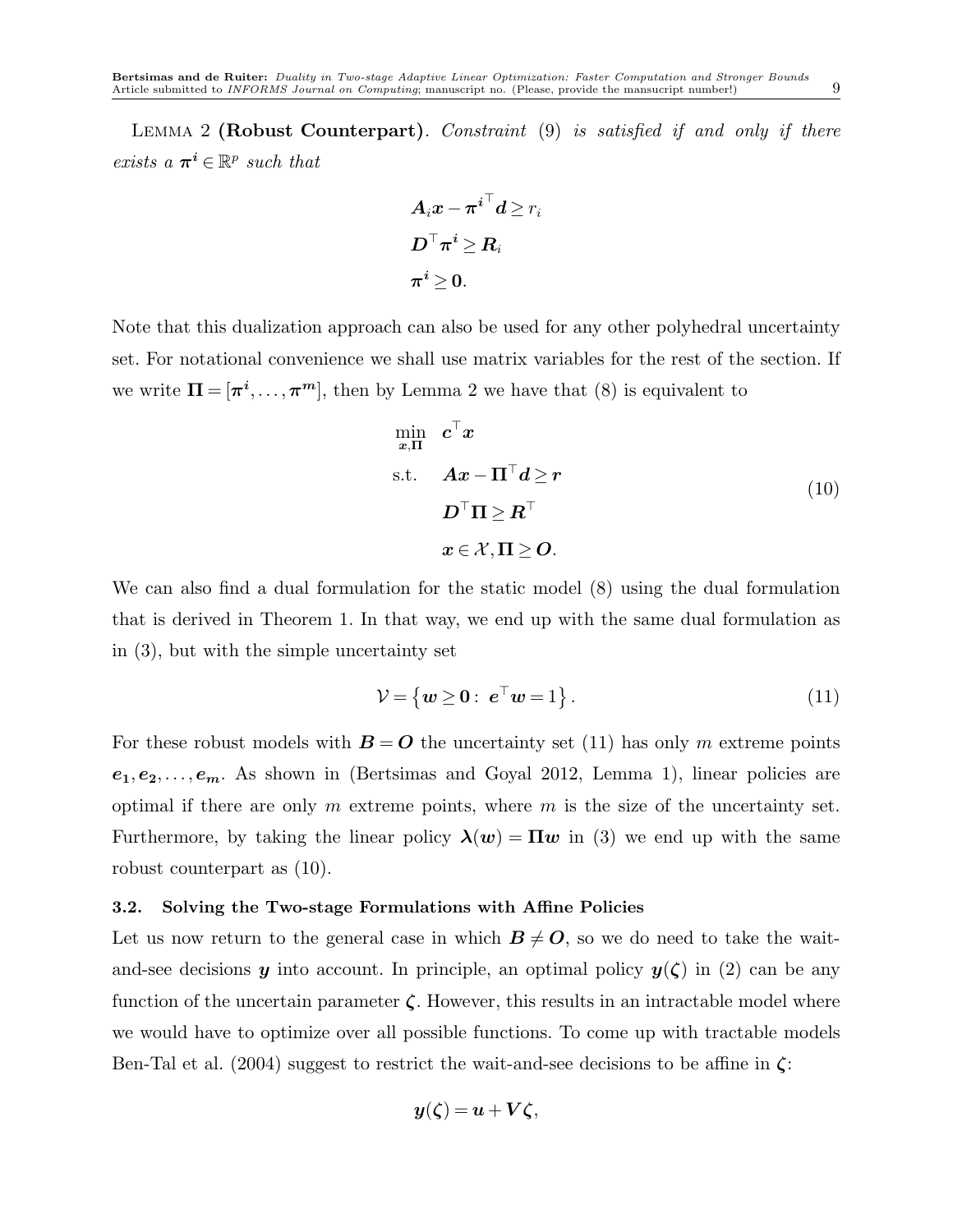LEMMA 2 **(Robust Counterpart)**. *Constraint* (9) *is satisfied if and only if there exists a* $\boldsymbol{\pi^i} \in \mathbb{R}^p$ *such that*

$$
\begin{aligned}
&\boldsymbol{A}_i \boldsymbol{x} - \boldsymbol{\pi^i}^\top \boldsymbol{d} \geq r_i \\
&\boldsymbol{D}^\top \boldsymbol{\pi^i} \geq \boldsymbol{R}_i \\
&\boldsymbol{\pi^i} \geq \boldsymbol{0}.
\end{aligned}
$$

Note that this dualization approach can also be used for any other polyhedral uncertainty set. For notational convenience we shall use matrix variables for the rest of the section. If we write $\boldsymbol{\Pi} = [\boldsymbol{\pi^i}, \ldots, \boldsymbol{\pi^m}]$, then by Lemma 2 we have that (8) is equivalent to

$$
\begin{aligned}
\min_{\boldsymbol{x}, \boldsymbol{\Pi}} \quad & \boldsymbol{c}^\top \boldsymbol{x} \\
\text{s.t.} \quad & \boldsymbol{A}\boldsymbol{x} - \boldsymbol{\Pi}^\top \boldsymbol{d} \geq \boldsymbol{r} \\
& \boldsymbol{D}^\top \boldsymbol{\Pi} \geq \boldsymbol{R}^\top \\
& \boldsymbol{x} \in \mathcal{X}, \boldsymbol{\Pi} \geq \boldsymbol{O}.
\end{aligned} \tag{10}
$$

We can also find a dual formulation for the static model (8) using the dual formulation that is derived in Theorem 1. In that way, we end up with the same dual formulation as in (3), but with the simple uncertainty set

$$
\mathcal{V} = \left\{ \boldsymbol{w} \geq \boldsymbol{0} : \ \boldsymbol{e}^\top \boldsymbol{w} = 1 \right\}. \tag{11}
$$

For these robust models with $\boldsymbol{B} = \boldsymbol{O}$ the uncertainty set (11) has only $m$ extreme points $\boldsymbol{e_1}, \boldsymbol{e_2}, \ldots, \boldsymbol{e_m}$. As shown in (Bertsimas and Goyal 2012, Lemma 1), linear policies are optimal if there are only $m$ extreme points, where $m$ is the size of the uncertainty set. Furthermore, by taking the linear policy $\boldsymbol{\lambda}(\boldsymbol{w}) = \boldsymbol{\Pi}\boldsymbol{w}$ in (3) we end up with the same robust counterpart as (10).

### 3.2. Solving the Two-stage Formulations with Affine Policies

Let us now return to the general case in which $\boldsymbol{B} \neq \boldsymbol{O}$, so we do need to take the wait-and-see decisions $\boldsymbol{y}$ into account. In principle, an optimal policy $\boldsymbol{y}(\boldsymbol{\zeta})$ in (2) can be any function of the uncertain parameter $\boldsymbol{\zeta}$. However, this results in an intractable model where we would have to optimize over all possible functions. To come up with tractable models Ben-Tal et al. (2004) suggest to restrict the wait-and-see decisions to be affine in $\boldsymbol{\zeta}$:

$$
\boldsymbol{y}(\boldsymbol{\zeta}) = \boldsymbol{u} + \boldsymbol{V}\boldsymbol{\zeta},
$$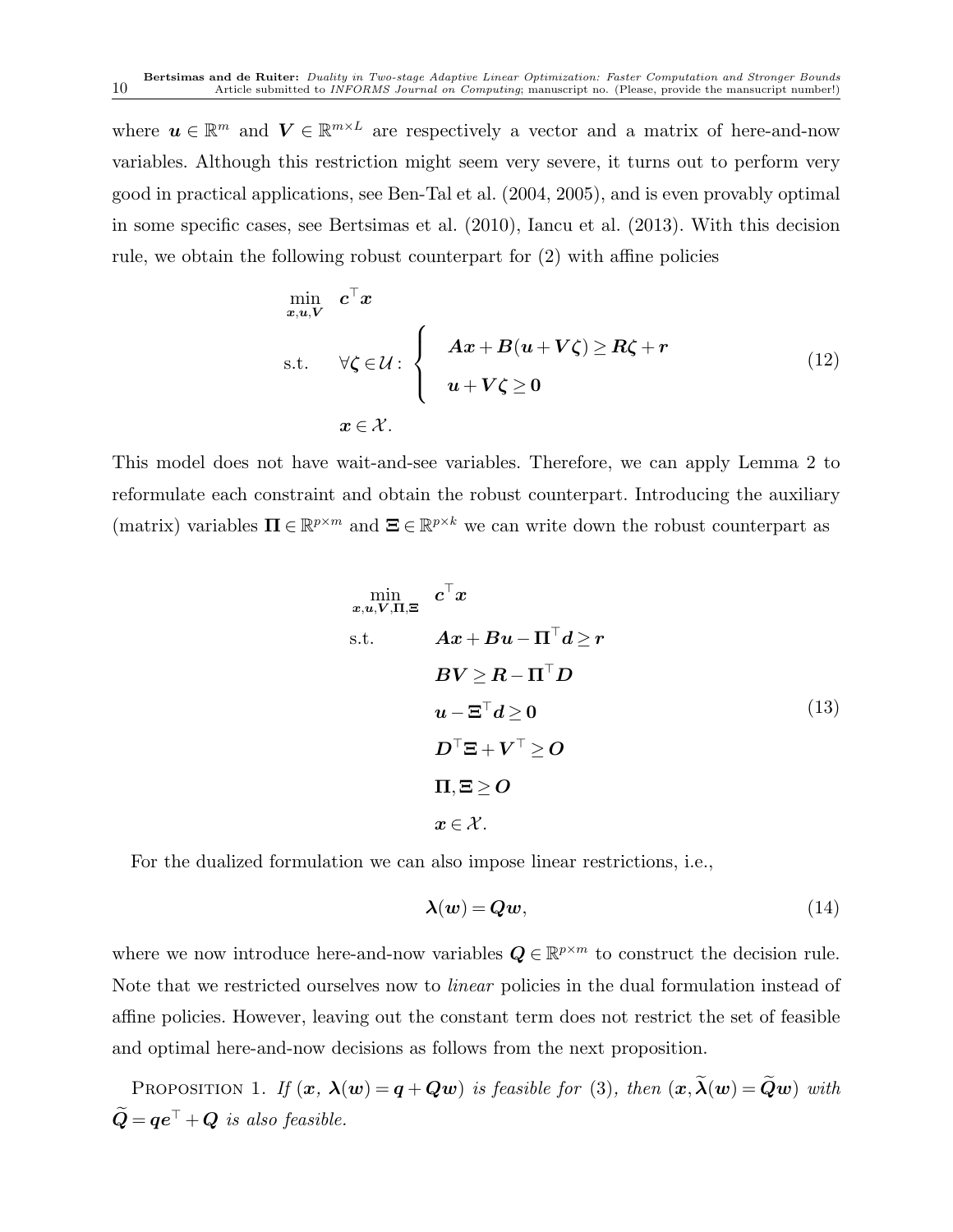where $\boldsymbol{u} \in \mathbb{R}^m$ and $\boldsymbol{V} \in \mathbb{R}^{m \times L}$ are respectively a vector and a matrix of here-and-now variables. Although this restriction might seem very severe, it turns out to perform very good in practical applications, see Ben-Tal et al. (2004, 2005), and is even provably optimal in some specific cases, see Bertsimas et al. (2010), Iancu et al. (2013). With this decision rule, we obtain the following robust counterpart for (2) with affine policies

$$
\begin{aligned}
\min_{\boldsymbol{x},\boldsymbol{u},\boldsymbol{V}} \quad & \boldsymbol{c}^\top \boldsymbol{x} \\
\text{s.t.} \quad & \forall \boldsymbol{\zeta} \in \mathcal{U}: \left\{ \begin{aligned} & \boldsymbol{A}\boldsymbol{x} + \boldsymbol{B}(\boldsymbol{u} + \boldsymbol{V}\boldsymbol{\zeta}) \geq \boldsymbol{R}\boldsymbol{\zeta} + \boldsymbol{r} \\ & \boldsymbol{u} + \boldsymbol{V}\boldsymbol{\zeta} \geq \boldsymbol{0} \end{aligned} \right. \\
& \boldsymbol{x} \in \mathcal{X}.
\end{aligned} \tag{12}
$$

This model does not have wait-and-see variables. Therefore, we can apply Lemma 2 to reformulate each constraint and obtain the robust counterpart. Introducing the auxiliary (matrix) variables $\boldsymbol{\Pi} \in \mathbb{R}^{p \times m}$ and $\boldsymbol{\Xi} \in \mathbb{R}^{p \times k}$ we can write down the robust counterpart as

$$
\begin{aligned}
\min_{\boldsymbol{x},\boldsymbol{u},\boldsymbol{V},\boldsymbol{\Pi},\boldsymbol{\Xi}} \quad & \boldsymbol{c}^\top \boldsymbol{x} \\
\text{s.t.} \quad & \boldsymbol{A}\boldsymbol{x} + \boldsymbol{B}\boldsymbol{u} - \boldsymbol{\Pi}^\top \boldsymbol{d} \geq \boldsymbol{r} \\
& \boldsymbol{B}\boldsymbol{V} \geq \boldsymbol{R} - \boldsymbol{\Pi}^\top \boldsymbol{D} \\
& \boldsymbol{u} - \boldsymbol{\Xi}^\top \boldsymbol{d} \geq \boldsymbol{0} \\
& \boldsymbol{D}^\top \boldsymbol{\Xi} + \boldsymbol{V}^\top \geq \boldsymbol{O} \\
& \boldsymbol{\Pi}, \boldsymbol{\Xi} \geq \boldsymbol{O} \\
& \boldsymbol{x} \in \mathcal{X}.
\end{aligned} \tag{13}
$$

For the dualized formulation we can also impose linear restrictions, i.e.,

$$
\boldsymbol{\lambda}(\boldsymbol{w}) = \boldsymbol{Q}\boldsymbol{w}, \tag{14}
$$

where we now introduce here-and-now variables $\boldsymbol{Q} \in \mathbb{R}^{p \times m}$ to construct the decision rule. Note that we restricted ourselves now to *linear* policies in the dual formulation instead of affine policies. However, leaving out the constant term does not restrict the set of feasible and optimal here-and-now decisions as follows from the next proposition.

Proposition 1. *If $(\boldsymbol{x},\ \boldsymbol{\lambda}(\boldsymbol{w}) = \boldsymbol{q} + \boldsymbol{Q}\boldsymbol{w})$ is feasible for (3), then $(\boldsymbol{x}, \widetilde{\boldsymbol{\lambda}}(\boldsymbol{w}) = \widetilde{\boldsymbol{Q}}\boldsymbol{w})$ with $\widetilde{\boldsymbol{Q}} = \boldsymbol{q}\boldsymbol{e}^\top + \boldsymbol{Q}$ is also feasible.*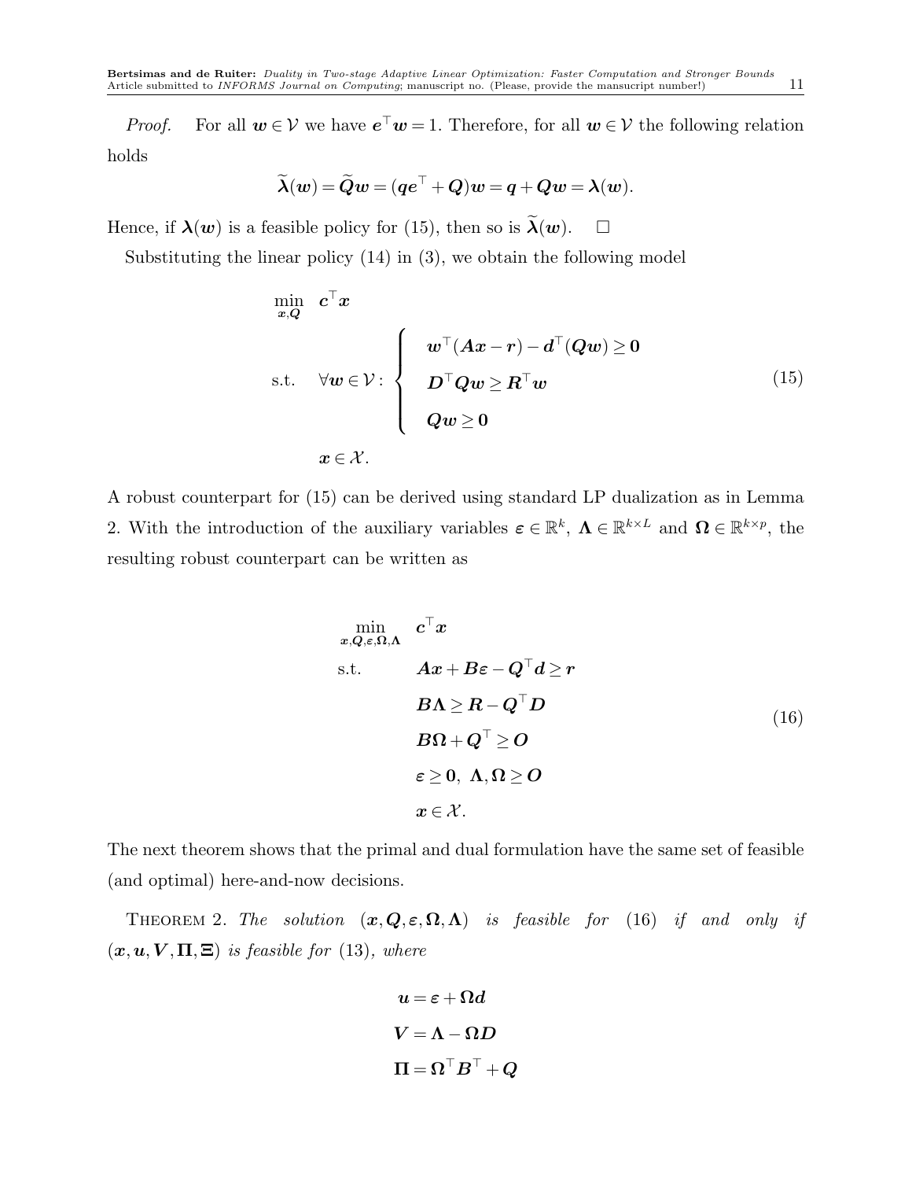*Proof.* For all $\boldsymbol{w} \in \mathcal{V}$ we have $\boldsymbol{e}^\top \boldsymbol{w} = 1$. Therefore, for all $\boldsymbol{w} \in \mathcal{V}$ the following relation holds

$$\widetilde{\boldsymbol{\lambda}}(\boldsymbol{w}) = \widetilde{\boldsymbol{Q}}\boldsymbol{w} = (\boldsymbol{q}\boldsymbol{e}^\top + \boldsymbol{Q})\boldsymbol{w} = \boldsymbol{q} + \boldsymbol{Q}\boldsymbol{w} = \boldsymbol{\lambda}(\boldsymbol{w}).$$

Hence, if $\boldsymbol{\lambda}(\boldsymbol{w})$ is a feasible policy for (15), then so is $\widetilde{\boldsymbol{\lambda}}(\boldsymbol{w})$. $\square$

Substituting the linear policy (14) in (3), we obtain the following model

$$
\begin{aligned}
\min_{\boldsymbol{x},\boldsymbol{Q}} \quad & \boldsymbol{c}^\top \boldsymbol{x} \\
\text{s.t.} \quad & \forall \boldsymbol{w} \in \mathcal{V}: \begin{cases} \boldsymbol{w}^\top(\boldsymbol{A}\boldsymbol{x} - \boldsymbol{r}) - \boldsymbol{d}^\top(\boldsymbol{Q}\boldsymbol{w}) \geq \boldsymbol{0} \\ \boldsymbol{D}^\top \boldsymbol{Q}\boldsymbol{w} \geq \boldsymbol{R}^\top \boldsymbol{w} \\ \boldsymbol{Q}\boldsymbol{w} \geq \boldsymbol{0} \end{cases} \\
& \boldsymbol{x} \in \mathcal{X}.
\end{aligned}
\tag{15}
$$

A robust counterpart for (15) can be derived using standard LP dualization as in Lemma 2. With the introduction of the auxiliary variables $\boldsymbol{\varepsilon} \in \mathbb{R}^k$, $\boldsymbol{\Lambda} \in \mathbb{R}^{k \times L}$ and $\boldsymbol{\Omega} \in \mathbb{R}^{k \times p}$, the resulting robust counterpart can be written as

$$
\begin{aligned}
\min_{\boldsymbol{x},\boldsymbol{Q},\boldsymbol{\varepsilon},\boldsymbol{\Omega},\boldsymbol{\Lambda}} \quad & \boldsymbol{c}^\top \boldsymbol{x} \\
\text{s.t.} \quad & \boldsymbol{A}\boldsymbol{x} + \boldsymbol{B}\boldsymbol{\varepsilon} - \boldsymbol{Q}^\top \boldsymbol{d} \geq \boldsymbol{r} \\
& \boldsymbol{B}\boldsymbol{\Lambda} \geq \boldsymbol{R} - \boldsymbol{Q}^\top \boldsymbol{D} \\
& \boldsymbol{B}\boldsymbol{\Omega} + \boldsymbol{Q}^\top \geq \boldsymbol{O} \\
& \boldsymbol{\varepsilon} \geq \boldsymbol{0},\ \boldsymbol{\Lambda}, \boldsymbol{\Omega} \geq \boldsymbol{O} \\
& \boldsymbol{x} \in \mathcal{X}.
\end{aligned}
\tag{16}
$$

The next theorem shows that the primal and dual formulation have the same set of feasible (and optimal) here-and-now decisions.

Theorem 2. *The solution* $(\boldsymbol{x}, \boldsymbol{Q}, \boldsymbol{\varepsilon}, \boldsymbol{\Omega}, \boldsymbol{\Lambda})$ *is feasible for* (16) *if and only if* $(\boldsymbol{x}, \boldsymbol{u}, \boldsymbol{V}, \boldsymbol{\Pi}, \boldsymbol{\Xi})$ *is feasible for* (13)*, where*

$$
\begin{aligned}
\boldsymbol{u} &= \boldsymbol{\varepsilon} + \boldsymbol{\Omega}\boldsymbol{d} \\
\boldsymbol{V} &= \boldsymbol{\Lambda} - \boldsymbol{\Omega}\boldsymbol{D} \\
\boldsymbol{\Pi} &= \boldsymbol{\Omega}^\top \boldsymbol{B}^\top + \boldsymbol{Q}
\end{aligned}
$$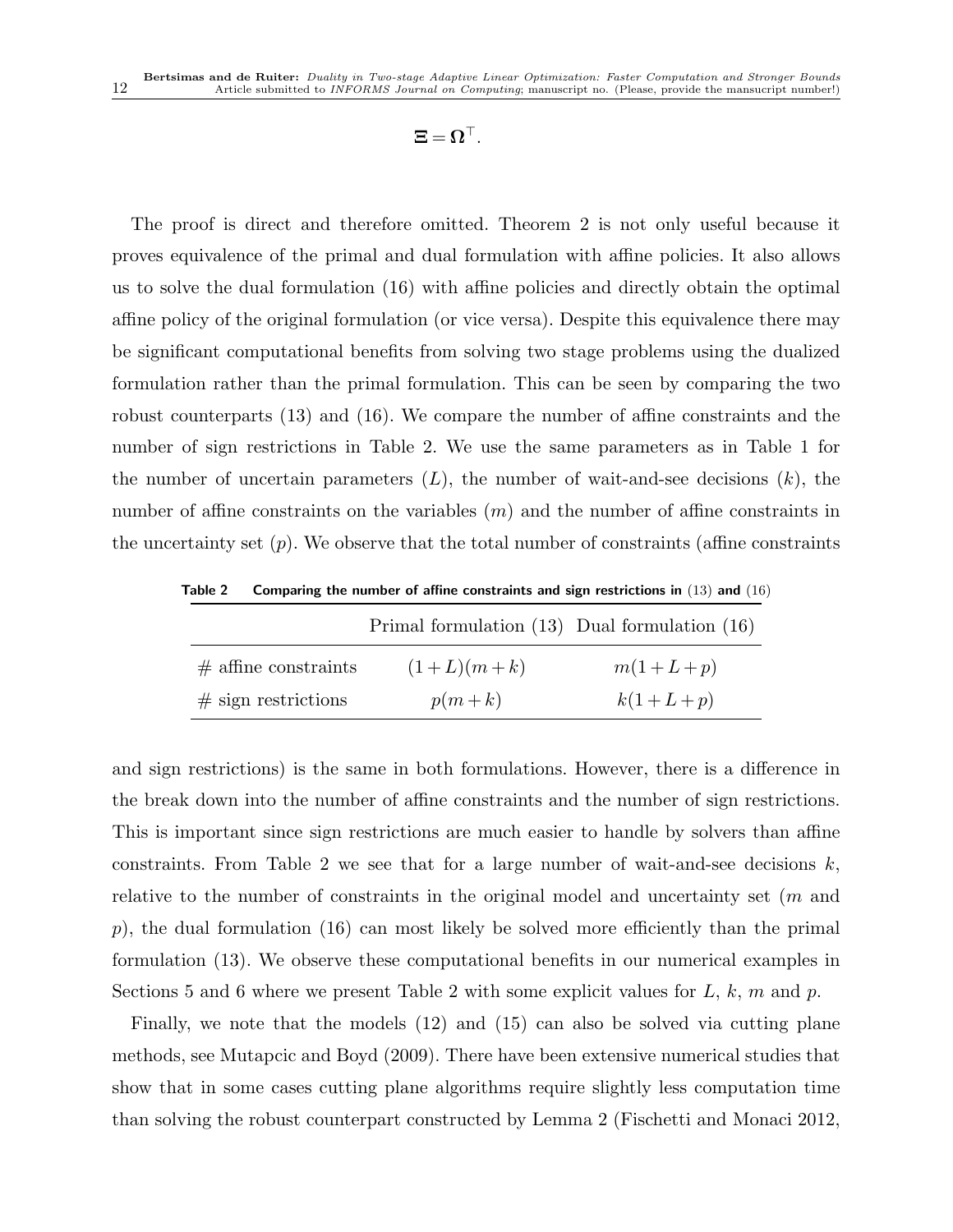$$\boldsymbol{\Xi} = \boldsymbol{\Omega}^\top.$$

The proof is direct and therefore omitted. Theorem 2 is not only useful because it proves equivalence of the primal and dual formulation with affine policies. It also allows us to solve the dual formulation (16) with affine policies and directly obtain the optimal affine policy of the original formulation (or vice versa). Despite this equivalence there may be significant computational benefits from solving two stage problems using the dualized formulation rather than the primal formulation. This can be seen by comparing the two robust counterparts (13) and (16). We compare the number of affine constraints and the number of sign restrictions in Table 2. We use the same parameters as in Table 1 for the number of uncertain parameters ($L$), the number of wait-and-see decisions ($k$), the number of affine constraints on the variables ($m$) and the number of affine constraints in the uncertainty set ($p$). We observe that the total number of constraints (affine constraints and sign restrictions) is the same in both formulations. However, there is a difference in the break down into the number of affine constraints and the number of sign restrictions. This is important since sign restrictions are much easier to handle by solvers than affine constraints. From Table 2 we see that for a large number of wait-and-see decisions $k$, relative to the number of constraints in the original model and uncertainty set ($m$ and $p$), the dual formulation (16) can most likely be solved more efficiently than the primal formulation (13). We observe these computational benefits in our numerical examples in Sections 5 and 6 where we present Table 2 with some explicit values for $L$, $k$, $m$ and $p$.

**Table 2** **Comparing the number of affine constraints and sign restrictions in (13) and (16)**

| | Primal formulation (13) | Dual formulation (16) |
|---|---|---|
| # affine constraints | $(1+L)(m+k)$ | $m(1+L+p)$ |
| # sign restrictions | $p(m+k)$ | $k(1+L+p)$ |

Finally, we note that the models (12) and (15) can also be solved via cutting plane methods, see Mutapcic and Boyd (2009). There have been extensive numerical studies that show that in some cases cutting plane algorithms require slightly less computation time than solving the robust counterpart constructed by Lemma 2 (Fischetti and Monaci 2012,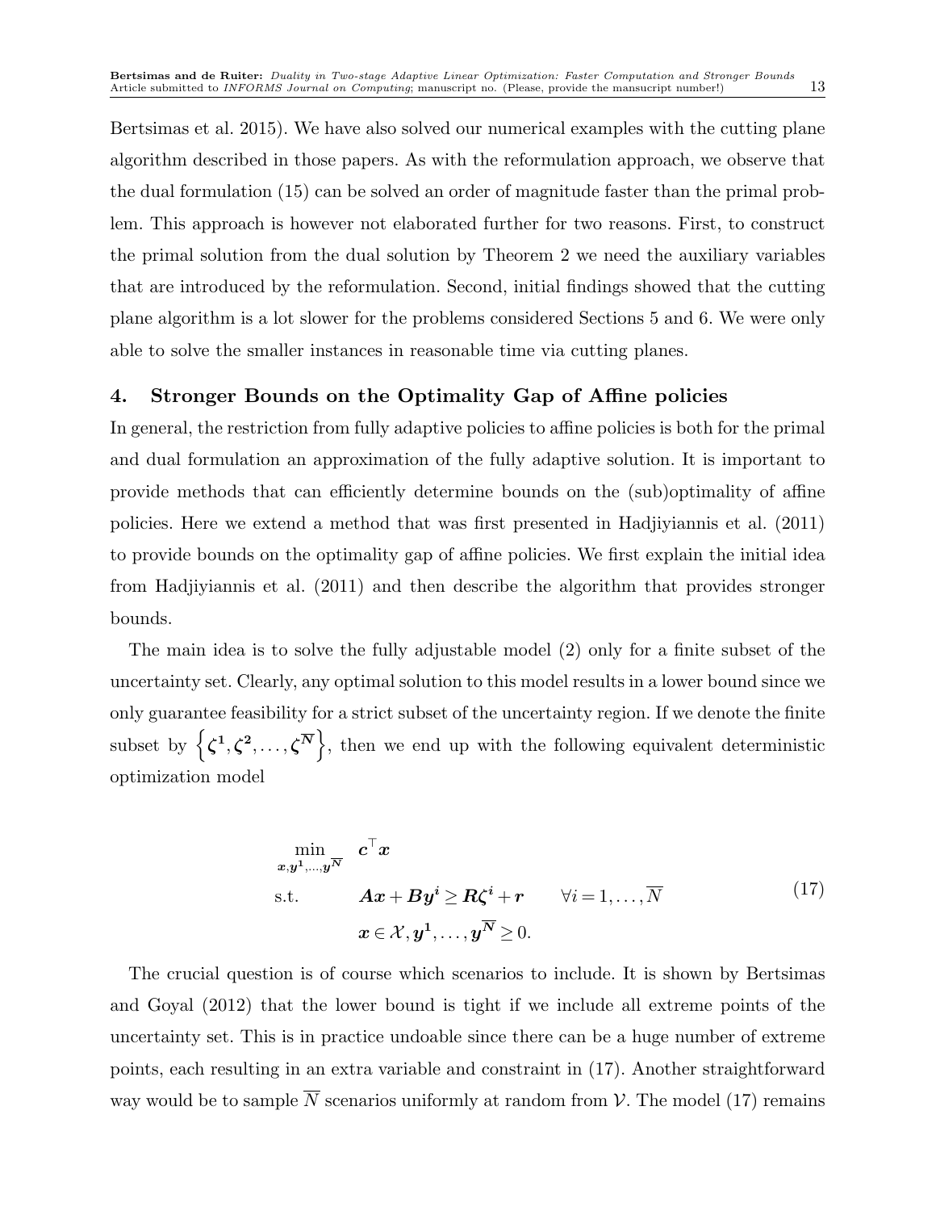Bertsimas et al. 2015). We have also solved our numerical examples with the cutting plane algorithm described in those papers. As with the reformulation approach, we observe that the dual formulation (15) can be solved an order of magnitude faster than the primal problem. This approach is however not elaborated further for two reasons. First, to construct the primal solution from the dual solution by Theorem 2 we need the auxiliary variables that are introduced by the reformulation. Second, initial findings showed that the cutting plane algorithm is a lot slower for the problems considered Sections 5 and 6. We were only able to solve the smaller instances in reasonable time via cutting planes.

## 4. Stronger Bounds on the Optimality Gap of Affine policies

In general, the restriction from fully adaptive policies to affine policies is both for the primal and dual formulation an approximation of the fully adaptive solution. It is important to provide methods that can efficiently determine bounds on the (sub)optimality of affine policies. Here we extend a method that was first presented in Hadjiyiannis et al. (2011) to provide bounds on the optimality gap of affine policies. We first explain the initial idea from Hadjiyiannis et al. (2011) and then describe the algorithm that provides stronger bounds.

The main idea is to solve the fully adjustable model (2) only for a finite subset of the uncertainty set. Clearly, any optimal solution to this model results in a lower bound since we only guarantee feasibility for a strict subset of the uncertainty region. If we denote the finite subset by $\left\{\boldsymbol{\zeta^1}, \boldsymbol{\zeta^2}, \ldots, \boldsymbol{\zeta^{\overline{N}}}\right\}$, then we end up with the following equivalent deterministic optimization model

$$
\begin{aligned}
\min_{\boldsymbol{x}, \boldsymbol{y^1}, \ldots, \boldsymbol{y^{\overline{N}}}} \quad & \boldsymbol{c}^\top \boldsymbol{x} \\
\text{s.t.} \quad & \boldsymbol{A}\boldsymbol{x} + \boldsymbol{B}\boldsymbol{y^i} \geq \boldsymbol{R}\boldsymbol{\zeta^i} + \boldsymbol{r} \qquad \forall i = 1, \ldots, \overline{N} \\
& \boldsymbol{x} \in \mathcal{X}, \boldsymbol{y^1}, \ldots, \boldsymbol{y^{\overline{N}}} \geq 0.
\end{aligned} \tag{17}
$$

The crucial question is of course which scenarios to include. It is shown by Bertsimas and Goyal (2012) that the lower bound is tight if we include all extreme points of the uncertainty set. This is in practice undoable since there can be a huge number of extreme points, each resulting in an extra variable and constraint in (17). Another straightforward way would be to sample $\overline{N}$ scenarios uniformly at random from $\mathcal{V}$. The model (17) remains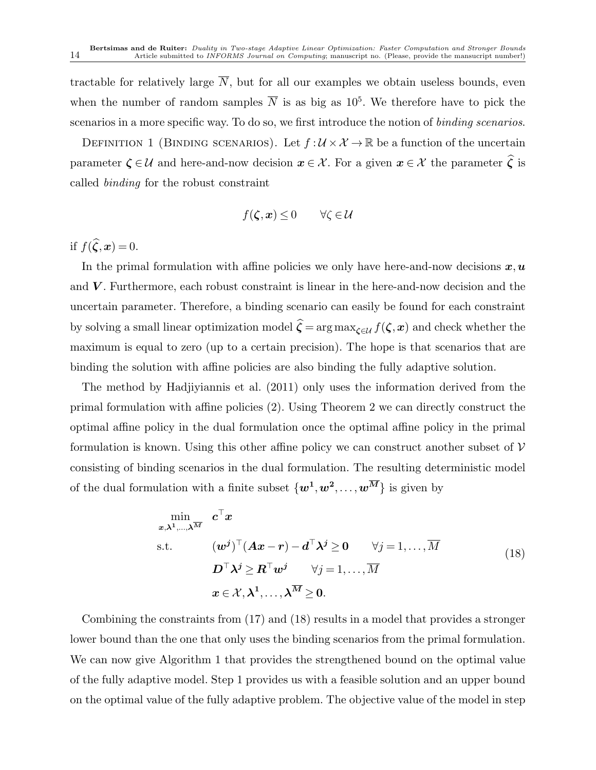tractable for relatively large $\overline{N}$, but for all our examples we obtain useless bounds, even when the number of random samples $\overline{N}$ is as big as $10^5$. We therefore have to pick the scenarios in a more specific way. To do so, we first introduce the notion of *binding scenarios*.

DEFINITION 1 (BINDING SCENARIOS). Let $f : \mathcal{U} \times \mathcal{X} \to \mathbb{R}$ be a function of the uncertain parameter $\boldsymbol{\zeta} \in \mathcal{U}$ and here-and-now decision $\boldsymbol{x} \in \mathcal{X}$. For a given $\boldsymbol{x} \in \mathcal{X}$ the parameter $\widehat{\boldsymbol{\zeta}}$ is called *binding* for the robust constraint

$$f(\boldsymbol{\zeta}, \boldsymbol{x}) \leq 0 \qquad \forall \zeta \in \mathcal{U}$$

if $f(\widehat{\boldsymbol{\zeta}}, \boldsymbol{x}) = 0$.

In the primal formulation with affine policies we only have here-and-now decisions $\boldsymbol{x}, \boldsymbol{u}$ and $\boldsymbol{V}$. Furthermore, each robust constraint is linear in the here-and-now decision and the uncertain parameter. Therefore, a binding scenario can easily be found for each constraint by solving a small linear optimization model $\widehat{\boldsymbol{\zeta}} = \arg\max_{\zeta \in \mathcal{U}} f(\boldsymbol{\zeta}, \boldsymbol{x})$ and check whether the maximum is equal to zero (up to a certain precision). The hope is that scenarios that are binding the solution with affine policies are also binding the fully adaptive solution.

The method by Hadjiyiannis et al. (2011) only uses the information derived from the primal formulation with affine policies (2). Using Theorem 2 we can directly construct the optimal affine policy in the dual formulation once the optimal affine policy in the primal formulation is known. Using this other affine policy we can construct another subset of $\mathcal{V}$ consisting of binding scenarios in the dual formulation. The resulting deterministic model of the dual formulation with a finite subset $\{\boldsymbol{w^1}, \boldsymbol{w^2}, \ldots, \boldsymbol{w^{\overline{M}}}\}$ is given by

$$\begin{aligned}
\min_{\boldsymbol{x}, \boldsymbol{\lambda^1}, \ldots, \boldsymbol{\lambda^{\overline{M}}}} \quad & \boldsymbol{c}^\top \boldsymbol{x} \\
\text{s.t.} \quad & (\boldsymbol{w^j})^\top (\boldsymbol{A}\boldsymbol{x} - \boldsymbol{r}) - \boldsymbol{d}^\top \boldsymbol{\lambda^j} \geq \boldsymbol{0} \qquad \forall j = 1, \ldots, \overline{M} \\
& \boldsymbol{D}^\top \boldsymbol{\lambda^j} \geq \boldsymbol{R}^\top \boldsymbol{w^j} \qquad \forall j = 1, \ldots, \overline{M} \\
& \boldsymbol{x} \in \mathcal{X}, \boldsymbol{\lambda^1}, \ldots, \boldsymbol{\lambda^{\overline{M}}} \geq \boldsymbol{0}.
\end{aligned} \tag{18}$$

Combining the constraints from (17) and (18) results in a model that provides a stronger lower bound than the one that only uses the binding scenarios from the primal formulation. We can now give Algorithm 1 that provides the strengthened bound on the optimal value of the fully adaptive model. Step 1 provides us with a feasible solution and an upper bound on the optimal value of the fully adaptive problem. The objective value of the model in step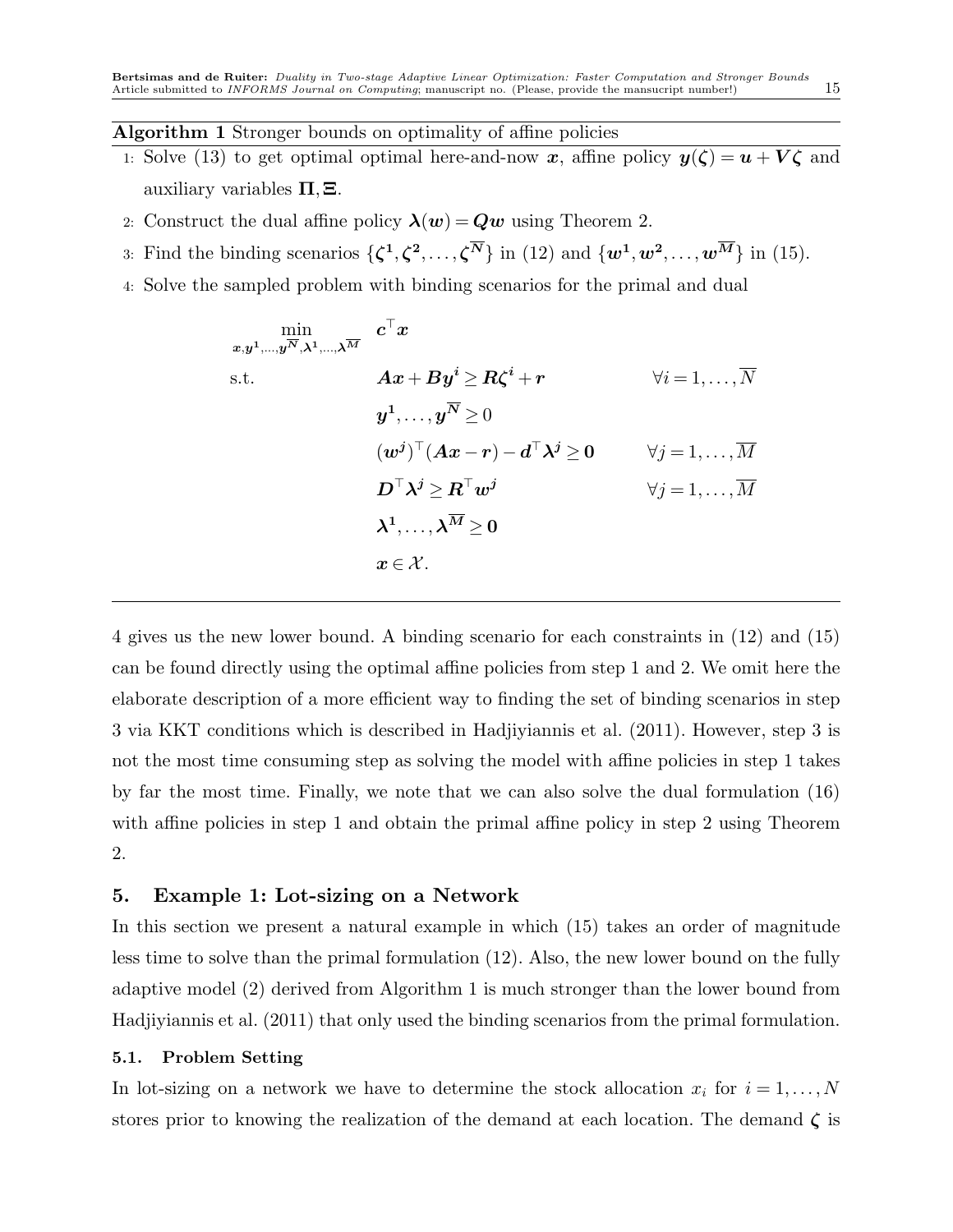**Algorithm 1** Stronger bounds on optimality of affine policies

1: Solve (13) to get optimal optimal here-and-now $\boldsymbol{x}$, affine policy $\boldsymbol{y}(\boldsymbol{\zeta}) = \boldsymbol{u} + \boldsymbol{V}\boldsymbol{\zeta}$ and auxiliary variables $\boldsymbol{\Pi}, \boldsymbol{\Xi}$.

2: Construct the dual affine policy $\boldsymbol{\lambda}(\boldsymbol{w}) = \boldsymbol{Q}\boldsymbol{w}$ using Theorem 2.

3: Find the binding scenarios $\{\boldsymbol{\zeta^1}, \boldsymbol{\zeta^2}, \ldots, \boldsymbol{\zeta^{\overline{N}}}\}$ in (12) and $\{\boldsymbol{w^1}, \boldsymbol{w^2}, \ldots, \boldsymbol{w^{\overline{M}}}\}$ in (15).

4: Solve the sampled problem with binding scenarios for the primal and dual

$$
\begin{aligned}
\min_{\boldsymbol{x}, \boldsymbol{y^1}, \ldots, \boldsymbol{y^{\overline{N}}}, \boldsymbol{\lambda^1}, \ldots, \boldsymbol{\lambda^{\overline{M}}}} \quad & \boldsymbol{c}^\top \boldsymbol{x} \\
\text{s.t.} \quad & \boldsymbol{A}\boldsymbol{x} + \boldsymbol{B}\boldsymbol{y^i} \geq \boldsymbol{R}\boldsymbol{\zeta^i} + \boldsymbol{r} && \forall i = 1, \ldots, \overline{N} \\
& \boldsymbol{y^1}, \ldots, \boldsymbol{y^{\overline{N}}} \geq 0 \\
& (\boldsymbol{w^j})^\top (\boldsymbol{A}\boldsymbol{x} - \boldsymbol{r}) - \boldsymbol{d}^\top \boldsymbol{\lambda^j} \geq \boldsymbol{0} && \forall j = 1, \ldots, \overline{M} \\
& \boldsymbol{D}^\top \boldsymbol{\lambda^j} \geq \boldsymbol{R}^\top \boldsymbol{w^j} && \forall j = 1, \ldots, \overline{M} \\
& \boldsymbol{\lambda^1}, \ldots, \boldsymbol{\lambda^{\overline{M}}} \geq \boldsymbol{0} \\
& \boldsymbol{x} \in \mathcal{X}.
\end{aligned}
$$

4 gives us the new lower bound. A binding scenario for each constraints in (12) and (15) can be found directly using the optimal affine policies from step 1 and 2. We omit here the elaborate description of a more efficient way to finding the set of binding scenarios in step 3 via KKT conditions which is described in Hadjiyiannis et al. (2011). However, step 3 is not the most time consuming step as solving the model with affine policies in step 1 takes by far the most time. Finally, we note that we can also solve the dual formulation (16) with affine policies in step 1 and obtain the primal affine policy in step 2 using Theorem 2.

## 5. Example 1: Lot-sizing on a Network

In this section we present a natural example in which (15) takes an order of magnitude less time to solve than the primal formulation (12). Also, the new lower bound on the fully adaptive model (2) derived from Algorithm 1 is much stronger than the lower bound from Hadjiyiannis et al. (2011) that only used the binding scenarios from the primal formulation.

### 5.1. Problem Setting

In lot-sizing on a network we have to determine the stock allocation $x_i$ for $i = 1, \ldots, N$ stores prior to knowing the realization of the demand at each location. The demand $\boldsymbol{\zeta}$ is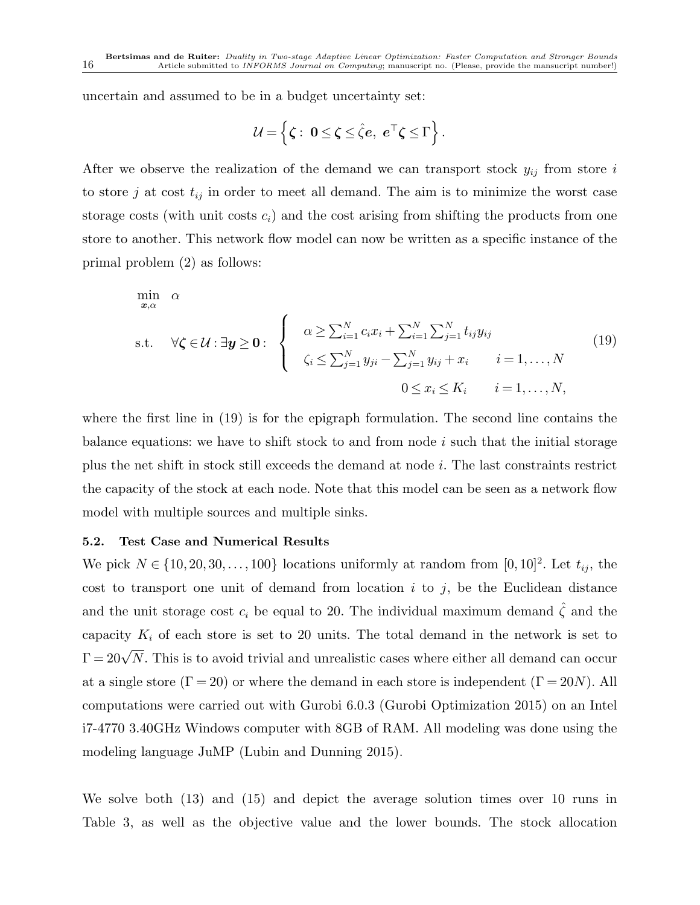uncertain and assumed to be in a budget uncertainty set:

$$\mathcal{U} = \left\{ \boldsymbol{\zeta} : \ \mathbf{0} \leq \boldsymbol{\zeta} \leq \hat{\zeta}\boldsymbol{e}, \ \boldsymbol{e}^\top \boldsymbol{\zeta} \leq \Gamma \right\}.$$

After we observe the realization of the demand we can transport stock $y_{ij}$ from store $i$ to store $j$ at cost $t_{ij}$ in order to meet all demand. The aim is to minimize the worst case storage costs (with unit costs $c_i$) and the cost arising from shifting the products from one store to another. This network flow model can now be written as a specific instance of the primal problem (2) as follows:

$$\begin{aligned}
\min_{\boldsymbol{x},\alpha} \quad & \alpha \\
\text{s.t.} \quad & \forall \boldsymbol{\zeta} \in \mathcal{U} : \exists \boldsymbol{y} \geq \mathbf{0} : \ \left\{ \begin{array}{ll} \alpha \geq \sum_{i=1}^N c_i x_i + \sum_{i=1}^N \sum_{j=1}^N t_{ij} y_{ij} & \\ \zeta_i \leq \sum_{j=1}^N y_{ji} - \sum_{j=1}^N y_{ij} + x_i & i = 1, \ldots, N \end{array} \right. \\
& \qquad\qquad\qquad\qquad\qquad\qquad 0 \leq x_i \leq K_i \qquad i = 1, \ldots, N,
\end{aligned} \tag{19}$$

where the first line in (19) is for the epigraph formulation. The second line contains the balance equations: we have to shift stock to and from node $i$ such that the initial storage plus the net shift in stock still exceeds the demand at node $i$. The last constraints restrict the capacity of the stock at each node. Note that this model can be seen as a network flow model with multiple sources and multiple sinks.

### 5.2. Test Case and Numerical Results

We pick $N \in \{10, 20, 30, \ldots, 100\}$ locations uniformly at random from $[0, 10]^2$. Let $t_{ij}$, the cost to transport one unit of demand from location $i$ to $j$, be the Euclidean distance and the unit storage cost $c_i$ be equal to 20. The individual maximum demand $\hat{\zeta}$ and the capacity $K_i$ of each store is set to 20 units. The total demand in the network is set to $\Gamma = 20\sqrt{N}$. This is to avoid trivial and unrealistic cases where either all demand can occur at a single store ($\Gamma = 20$) or where the demand in each store is independent ($\Gamma = 20N$). All computations were carried out with Gurobi 6.0.3 (Gurobi Optimization 2015) on an Intel i7-4770 3.40GHz Windows computer with 8GB of RAM. All modeling was done using the modeling language JuMP (Lubin and Dunning 2015).

We solve both (13) and (15) and depict the average solution times over 10 runs in Table 3, as well as the objective value and the lower bounds. The stock allocation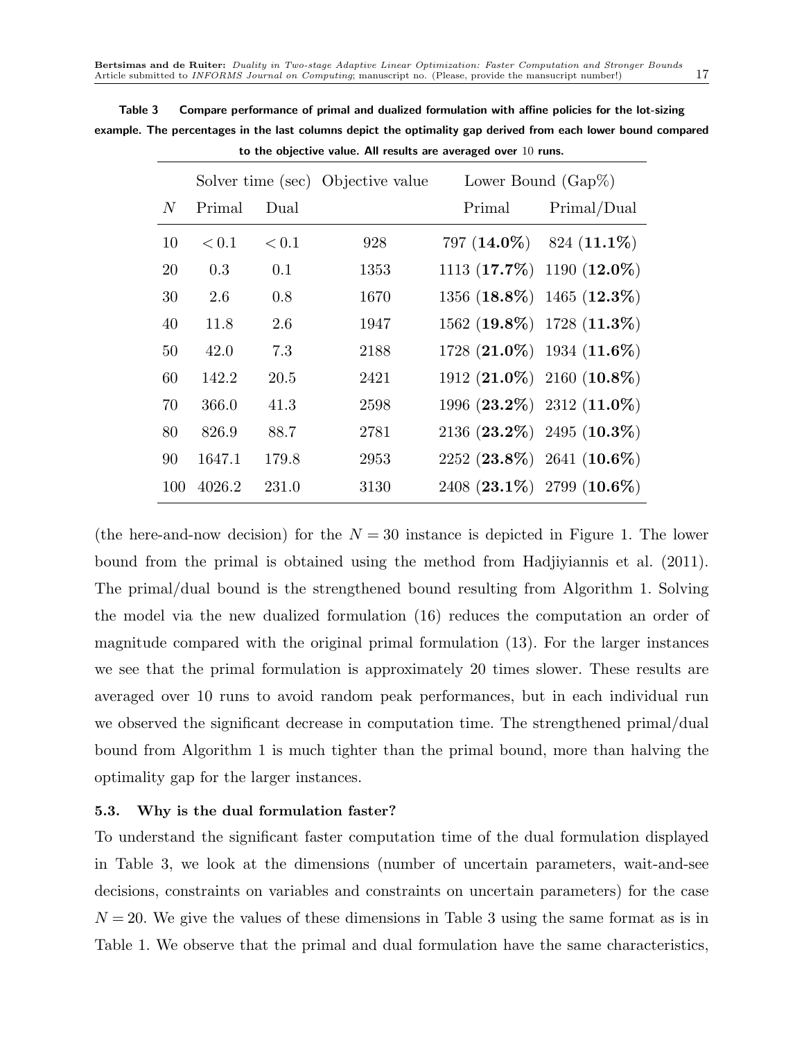**Table 3 Compare performance of primal and dualized formulation with affine policies for the lot-sizing example. The percentages in the last columns depict the optimality gap derived from each lower bound compared to the objective value. All results are averaged over 10 runs.**

| | Solver time (sec) | | Objective value | Lower Bound (Gap%) | |
|---|---|---|---|---|---|
| $N$ | Primal | Dual | | Primal | Primal/Dual |
| 10 | $< 0.1$ | $< 0.1$ | 928 | 797 (**14.0%**) | 824 (**11.1%**) |
| 20 | 0.3 | 0.1 | 1353 | 1113 (**17.7%**) | 1190 (**12.0%**) |
| 30 | 2.6 | 0.8 | 1670 | 1356 (**18.8%**) | 1465 (**12.3%**) |
| 40 | 11.8 | 2.6 | 1947 | 1562 (**19.8%**) | 1728 (**11.3%**) |
| 50 | 42.0 | 7.3 | 2188 | 1728 (**21.0%**) | 1934 (**11.6%**) |
| 60 | 142.2 | 20.5 | 2421 | 1912 (**21.0%**) | 2160 (**10.8%**) |
| 70 | 366.0 | 41.3 | 2598 | 1996 (**23.2%**) | 2312 (**11.0%**) |
| 80 | 826.9 | 88.7 | 2781 | 2136 (**23.2%**) | 2495 (**10.3%**) |
| 90 | 1647.1 | 179.8 | 2953 | 2252 (**23.8%**) | 2641 (**10.6%**) |
| 100 | 4026.2 | 231.0 | 3130 | 2408 (**23.1%**) | 2799 (**10.6%**) |

(the here-and-now decision) for the $N = 30$ instance is depicted in Figure 1. The lower bound from the primal is obtained using the method from Hadjiyiannis et al. (2011). The primal/dual bound is the strengthened bound resulting from Algorithm 1. Solving the model via the new dualized formulation (16) reduces the computation an order of magnitude compared with the original primal formulation (13). For the larger instances we see that the primal formulation is approximately 20 times slower. These results are averaged over 10 runs to avoid random peak performances, but in each individual run we observed the significant decrease in computation time. The strengthened primal/dual bound from Algorithm 1 is much tighter than the primal bound, more than halving the optimality gap for the larger instances.

### 5.3. Why is the dual formulation faster?

To understand the significant faster computation time of the dual formulation displayed in Table 3, we look at the dimensions (number of uncertain parameters, wait-and-see decisions, constraints on variables and constraints on uncertain parameters) for the case $N = 20$. We give the values of these dimensions in Table 3 using the same format as is in Table 1. We observe that the primal and dual formulation have the same characteristics,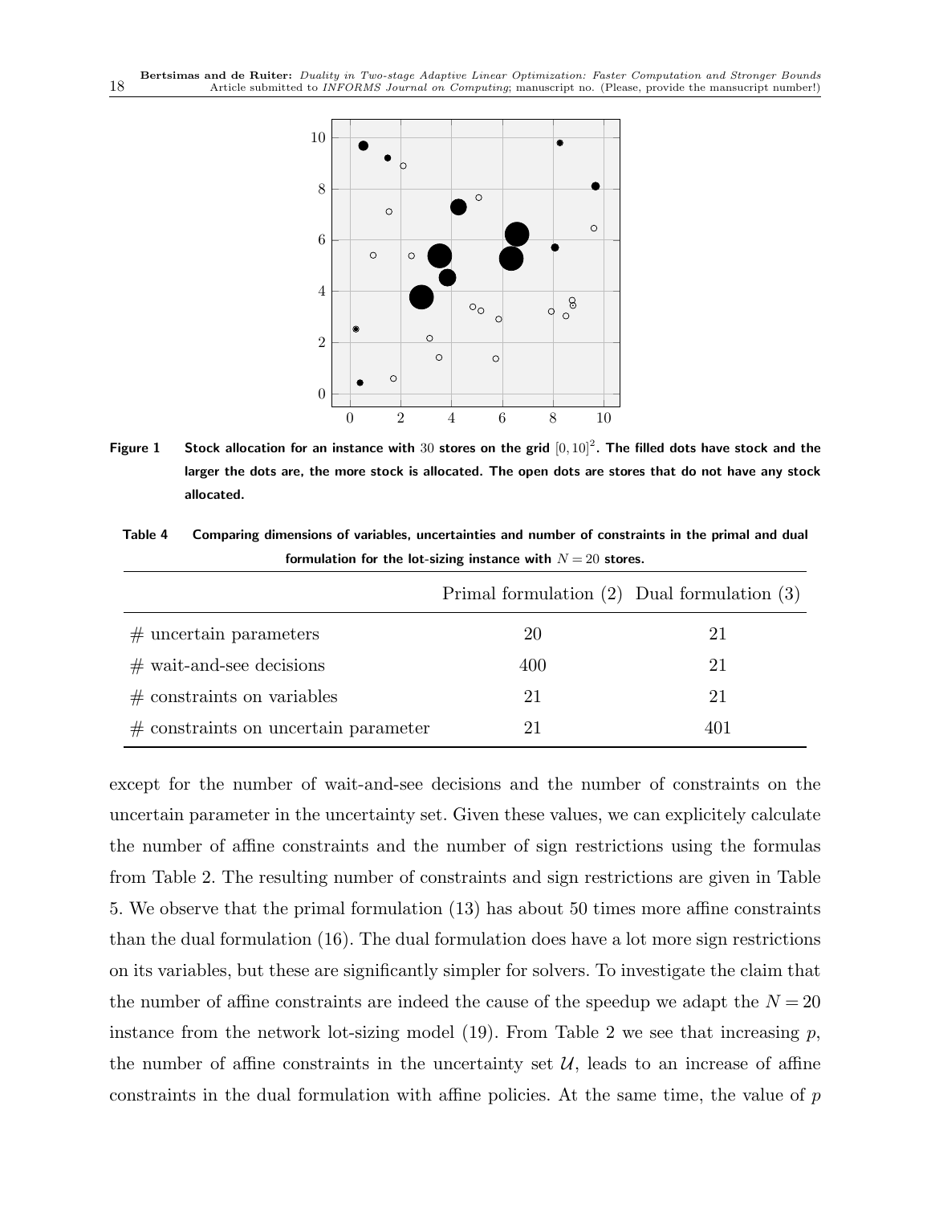**Figure 1** Stock allocation for an instance with 30 stores on the grid $[0,10]^2$. The filled dots have stock and the larger the dots are, the more stock is allocated. The open dots are stores that do not have any stock allocated.

**Table 4** Comparing dimensions of variables, uncertainties and number of constraints in the primal and dual formulation for the lot-sizing instance with $N = 20$ stores.

| | Primal formulation (2) | Dual formulation (3) |
|---|---|---|
| # uncertain parameters | 20 | 21 |
| # wait-and-see decisions | 400 | 21 |
| # constraints on variables | 21 | 21 |
| # constraints on uncertain parameter | 21 | 401 |

except for the number of wait-and-see decisions and the number of constraints on the uncertain parameter in the uncertainty set. Given these values, we can explicitely calculate the number of affine constraints and the number of sign restrictions using the formulas from Table 2. The resulting number of constraints and sign restrictions are given in Table 5. We observe that the primal formulation (13) has about 50 times more affine constraints than the dual formulation (16). The dual formulation does have a lot more sign restrictions on its variables, but these are significantly simpler for solvers. To investigate the claim that the number of affine constraints are indeed the cause of the speedup we adapt the $N = 20$ instance from the network lot-sizing model (19). From Table 2 we see that increasing $p$, the number of affine constraints in the uncertainty set $\mathcal{U}$, leads to an increase of affine constraints in the dual formulation with affine policies. At the same time, the value of $p$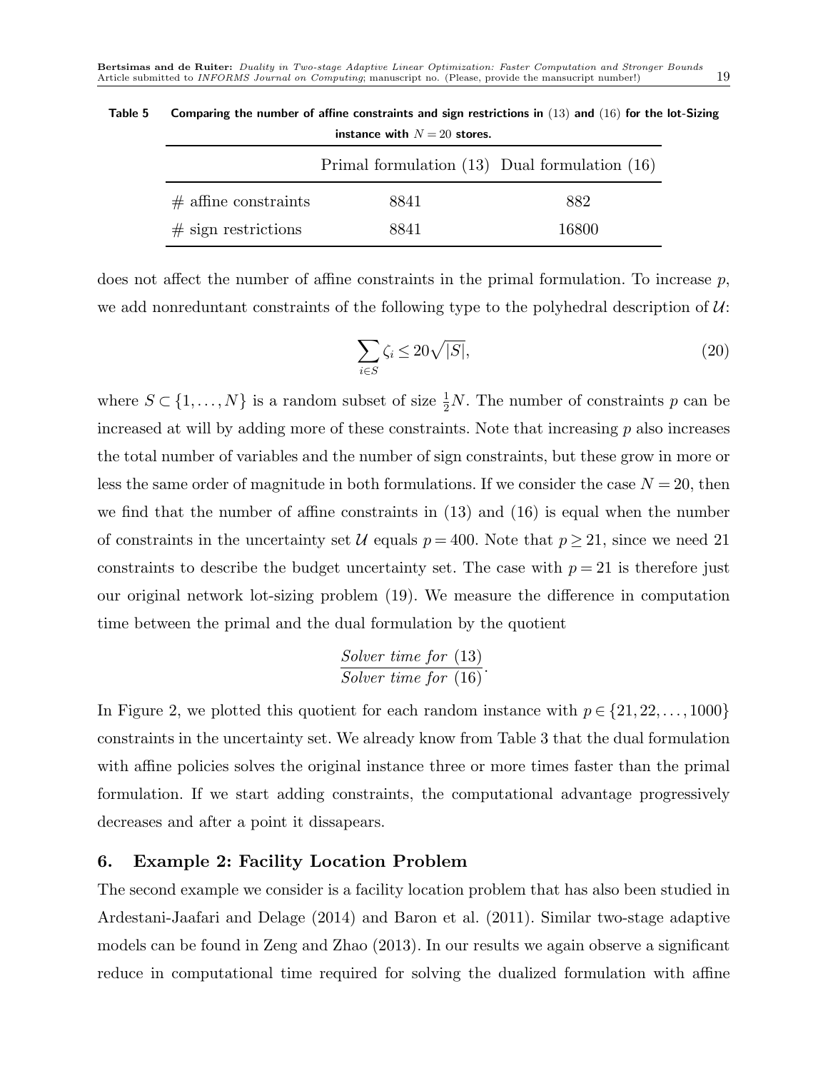**Table 5** **Comparing the number of affine constraints and sign restrictions in (13) and (16) for the lot-Sizing instance with $N = 20$ stores.**

| | Primal formulation (13) | Dual formulation (16) |
|---|---|---|
| # affine constraints | 8841 | 882 |
| # sign restrictions | 8841 | 16800 |

does not affect the number of affine constraints in the primal formulation. To increase $p$, we add nonreduntant constraints of the following type to the polyhedral description of $\mathcal{U}$:

$$\sum_{i \in S} \zeta_i \leq 20\sqrt{|S|}, \tag{20}$$

where $S \subset \{1, \ldots, N\}$ is a random subset of size $\frac{1}{2}N$. The number of constraints $p$ can be increased at will by adding more of these constraints. Note that increasing $p$ also increases the total number of variables and the number of sign constraints, but these grow in more or less the same order of magnitude in both formulations. If we consider the case $N = 20$, then we find that the number of affine constraints in (13) and (16) is equal when the number of constraints in the uncertainty set $\mathcal{U}$ equals $p = 400$. Note that $p \geq 21$, since we need 21 constraints to describe the budget uncertainty set. The case with $p = 21$ is therefore just our original network lot-sizing problem (19). We measure the difference in computation time between the primal and the dual formulation by the quotient

$$\frac{\textit{Solver time for } (13)}{\textit{Solver time for } (16)}.$$

In Figure 2, we plotted this quotient for each random instance with $p \in \{21, 22, \ldots, 1000\}$ constraints in the uncertainty set. We already know from Table 3 that the dual formulation with affine policies solves the original instance three or more times faster than the primal formulation. If we start adding constraints, the computational advantage progressively decreases and after a point it dissapears.

## 6. Example 2: Facility Location Problem

The second example we consider is a facility location problem that has also been studied in Ardestani-Jaafari and Delage (2014) and Baron et al. (2011). Similar two-stage adaptive models can be found in Zeng and Zhao (2013). In our results we again observe a significant reduce in computational time required for solving the dualized formulation with affine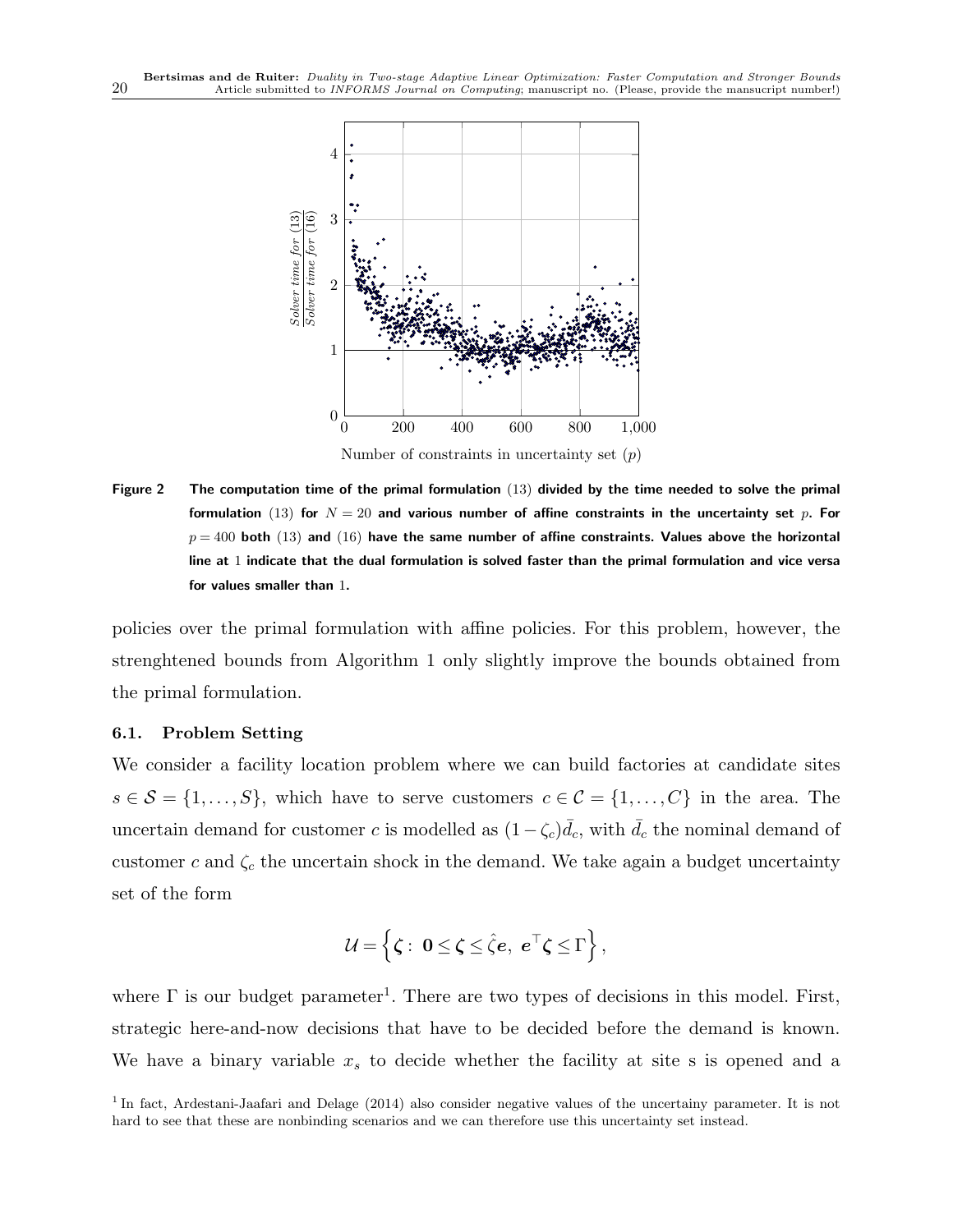**Figure 2** **The computation time of the primal formulation (13) divided by the time needed to solve the primal formulation (13) for $N = 20$ and various number of affine constraints in the uncertainty set $p$. For $p = 400$ both (13) and (16) have the same number of affine constraints. Values above the horizontal line at 1 indicate that the dual formulation is solved faster than the primal formulation and vice versa for values smaller than 1.**

policies over the primal formulation with affine policies. For this problem, however, the strenghtened bounds from Algorithm 1 only slightly improve the bounds obtained from the primal formulation.

### 6.1. Problem Setting

We consider a facility location problem where we can build factories at candidate sites $s \in \mathcal{S} = \{1, \ldots, S\}$, which have to serve customers $c \in \mathcal{C} = \{1, \ldots, C\}$ in the area. The uncertain demand for customer $c$ is modelled as $(1 - \zeta_c)\bar{d}_c$, with $\bar{d}_c$ the nominal demand of customer $c$ and $\zeta_c$ the uncertain shock in the demand. We take again a budget uncertainty set of the form

$$\mathcal{U} = \left\{ \boldsymbol{\zeta} : \ \mathbf{0} \leq \boldsymbol{\zeta} \leq \hat{\zeta}\boldsymbol{e}, \ \boldsymbol{e}^\top \boldsymbol{\zeta} \leq \Gamma \right\},$$

where $\Gamma$ is our budget parameter[1]. There are two types of decisions in this model. First, strategic here-and-now decisions that have to be decided before the demand is known. We have a binary variable $x_s$ to decide whether the facility at site s is opened and a

[1] In fact, Ardestani-Jaafari and Delage (2014) also consider negative values of the uncertainy parameter. It is not hard to see that these are nonbinding scenarios and we can therefore use this uncertainty set instead.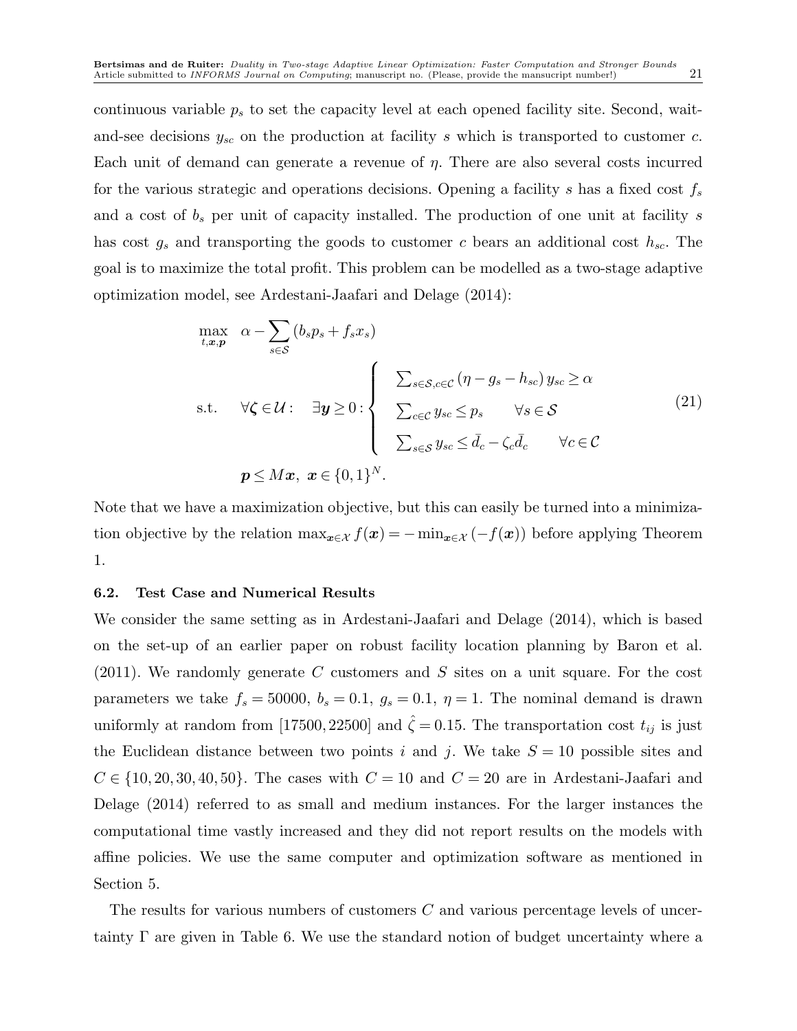continuous variable $p_s$ to set the capacity level at each opened facility site. Second, wait-and-see decisions $y_{sc}$ on the production at facility $s$ which is transported to customer $c$. Each unit of demand can generate a revenue of $\eta$. There are also several costs incurred for the various strategic and operations decisions. Opening a facility $s$ has a fixed cost $f_s$ and a cost of $b_s$ per unit of capacity installed. The production of one unit at facility $s$ has cost $g_s$ and transporting the goods to customer $c$ bears an additional cost $h_{sc}$. The goal is to maximize the total profit. This problem can be modelled as a two-stage adaptive optimization model, see Ardestani-Jaafari and Delage (2014):

$$
\begin{aligned}
\max_{t,\boldsymbol{x},\boldsymbol{p}} \quad & \alpha - \sum_{s\in\mathcal{S}} (b_s p_s + f_s x_s) \\
\text{s.t.} \quad & \forall \boldsymbol{\zeta} \in \mathcal{U}: \quad \exists \boldsymbol{y} \geq 0 : \left\{
\begin{array}{ll}
\sum_{s\in\mathcal{S},c\in\mathcal{C}} (\eta - g_s - h_{sc})\, y_{sc} \geq \alpha & \\
\sum_{c\in\mathcal{C}} y_{sc} \leq p_s & \forall s \in \mathcal{S} \\
\sum_{s\in\mathcal{S}} y_{sc} \leq \bar{d}_c - \zeta_c \bar{d}_c & \forall c \in \mathcal{C}
\end{array}
\right. \\
& \boldsymbol{p} \leq M\boldsymbol{x}, \ \boldsymbol{x} \in \{0,1\}^N.
\end{aligned}
\tag{21}
$$

Note that we have a maximization objective, but this can easily be turned into a minimization objective by the relation $\max_{\boldsymbol{x}\in\mathcal{X}} f(\boldsymbol{x}) = -\min_{\boldsymbol{x}\in\mathcal{X}} (-f(\boldsymbol{x}))$ before applying Theorem 1.

### 6.2. Test Case and Numerical Results

We consider the same setting as in Ardestani-Jaafari and Delage (2014), which is based on the set-up of an earlier paper on robust facility location planning by Baron et al. (2011). We randomly generate $C$ customers and $S$ sites on a unit square. For the cost parameters we take $f_s = 50000$, $b_s = 0.1$, $g_s = 0.1$, $\eta = 1$. The nominal demand is drawn uniformly at random from $[17500, 22500]$ and $\hat{\zeta} = 0.15$. The transportation cost $t_{ij}$ is just the Euclidean distance between two points $i$ and $j$. We take $S = 10$ possible sites and $C \in \{10, 20, 30, 40, 50\}$. The cases with $C = 10$ and $C = 20$ are in Ardestani-Jaafari and Delage (2014) referred to as small and medium instances. For the larger instances the computational time vastly increased and they did not report results on the models with affine policies. We use the same computer and optimization software as mentioned in Section 5.

The results for various numbers of customers $C$ and various percentage levels of uncertainty $\Gamma$ are given in Table 6. We use the standard notion of budget uncertainty where a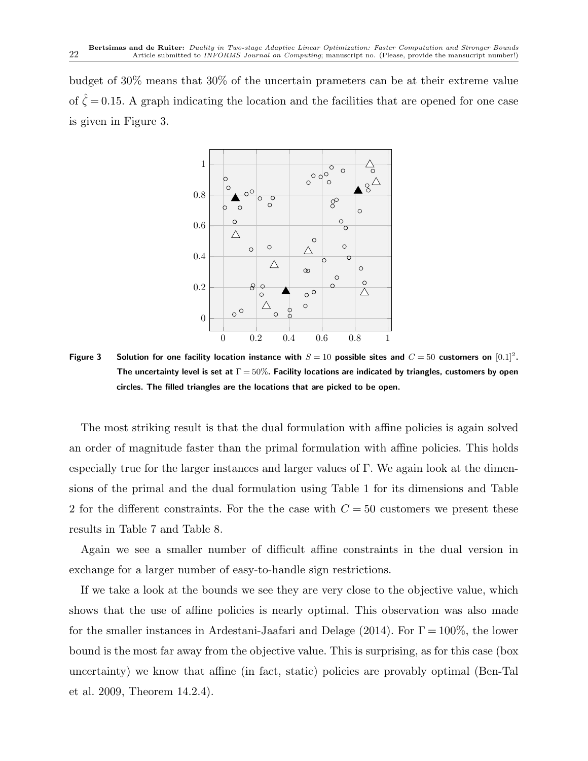budget of 30% means that 30% of the uncertain prameters can be at their extreme value of $\hat{\zeta} = 0.15$. A graph indicating the location and the facilities that are opened for one case is given in Figure 3.

**Figure 3** Solution for one facility location instance with $S = 10$ possible sites and $C = 50$ customers on $[0.1]^2$. The uncertainty level is set at $\Gamma = 50\%$. Facility locations are indicated by triangles, customers by open circles. The filled triangles are the locations that are picked to be open.

The most striking result is that the dual formulation with affine policies is again solved an order of magnitude faster than the primal formulation with affine policies. This holds especially true for the larger instances and larger values of $\Gamma$. We again look at the dimensions of the primal and the dual formulation using Table 1 for its dimensions and Table 2 for the different constraints. For the the case with $C = 50$ customers we present these results in Table 7 and Table 8.

Again we see a smaller number of difficult affine constraints in the dual version in exchange for a larger number of easy-to-handle sign restrictions.

If we take a look at the bounds we see they are very close to the objective value, which shows that the use of affine policies is nearly optimal. This observation was also made for the smaller instances in Ardestani-Jaafari and Delage (2014). For $\Gamma = 100\%$, the lower bound is the most far away from the objective value. This is surprising, as for this case (box uncertainty) we know that affine (in fact, static) policies are provably optimal (Ben-Tal et al. 2009, Theorem 14.2.4).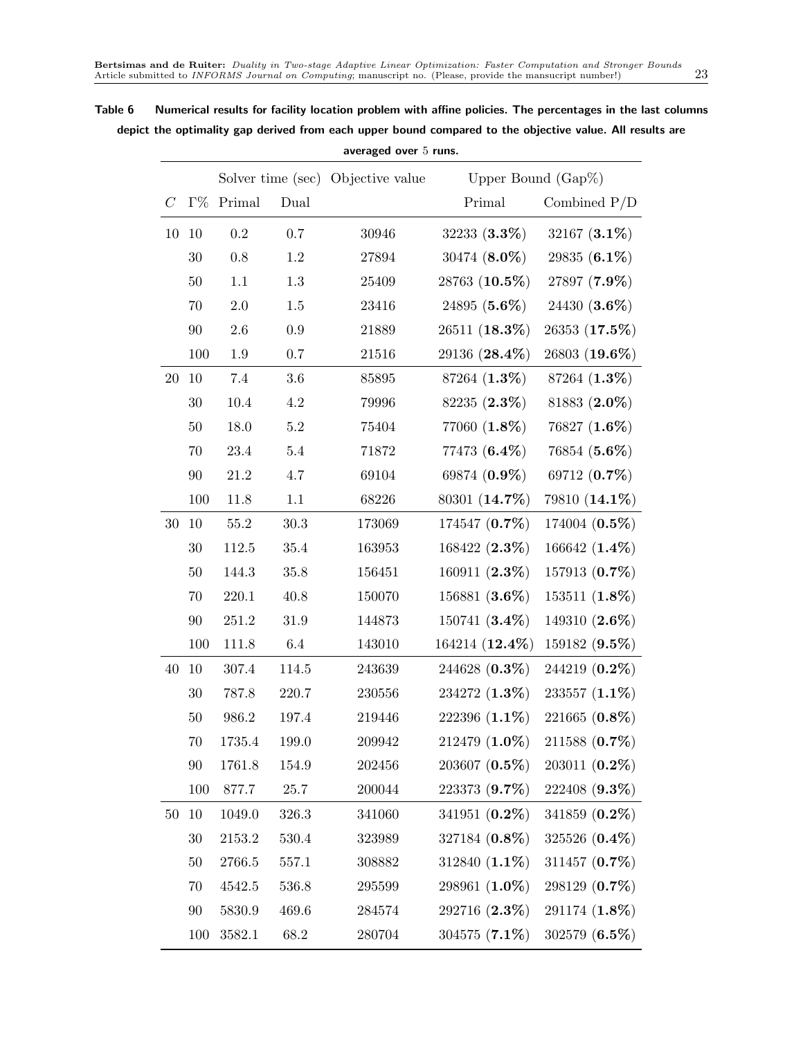**Table 6 Numerical results for facility location problem with affine policies. The percentages in the last columns depict the optimality gap derived from each upper bound compared to the objective value. All results are averaged over 5 runs.**

| | | Solver time (sec) | | Objective value | Upper Bound (Gap%) | |
|---|---|---|---|---|---|---|
| $C$ | $\Gamma\%$ | Primal | Dual | | Primal | Combined P/D |
| 10 | 10 | 0.2 | 0.7 | 30946 | 32233 (**3.3%**) | 32167 (**3.1%**) |
| | 30 | 0.8 | 1.2 | 27894 | 30474 (**8.0%**) | 29835 (**6.1%**) |
| | 50 | 1.1 | 1.3 | 25409 | 28763 (**10.5%**) | 27897 (**7.9%**) |
| | 70 | 2.0 | 1.5 | 23416 | 24895 (**5.6%**) | 24430 (**3.6%**) |
| | 90 | 2.6 | 0.9 | 21889 | 26511 (**18.3%**) | 26353 (**17.5%**) |
| | 100 | 1.9 | 0.7 | 21516 | 29136 (**28.4%**) | 26803 (**19.6%**) |
| 20 | 10 | 7.4 | 3.6 | 85895 | 87264 (**1.3%**) | 87264 (**1.3%**) |
| | 30 | 10.4 | 4.2 | 79996 | 82235 (**2.3%**) | 81883 (**2.0%**) |
| | 50 | 18.0 | 5.2 | 75404 | 77060 (**1.8%**) | 76827 (**1.6%**) |
| | 70 | 23.4 | 5.4 | 71872 | 77473 (**6.4%**) | 76854 (**5.6%**) |
| | 90 | 21.2 | 4.7 | 69104 | 69874 (**0.9%**) | 69712 (**0.7%**) |
| | 100 | 11.8 | 1.1 | 68226 | 80301 (**14.7%**) | 79810 (**14.1%**) |
| 30 | 10 | 55.2 | 30.3 | 173069 | 174547 (**0.7%**) | 174004 (**0.5%**) |
| | 30 | 112.5 | 35.4 | 163953 | 168422 (**2.3%**) | 166642 (**1.4%**) |
| | 50 | 144.3 | 35.8 | 156451 | 160911 (**2.3%**) | 157913 (**0.7%**) |
| | 70 | 220.1 | 40.8 | 150070 | 156881 (**3.6%**) | 153511 (**1.8%**) |
| | 90 | 251.2 | 31.9 | 144873 | 150741 (**3.4%**) | 149310 (**2.6%**) |
| | 100 | 111.8 | 6.4 | 143010 | 164214 (**12.4%**) | 159182 (**9.5%**) |
| 40 | 10 | 307.4 | 114.5 | 243639 | 244628 (**0.3%**) | 244219 (**0.2%**) |
| | 30 | 787.8 | 220.7 | 230556 | 234272 (**1.3%**) | 233557 (**1.1%**) |
| | 50 | 986.2 | 197.4 | 219446 | 222396 (**1.1%**) | 221665 (**0.8%**) |
| | 70 | 1735.4 | 199.0 | 209942 | 212479 (**1.0%**) | 211588 (**0.7%**) |
| | 90 | 1761.8 | 154.9 | 202456 | 203607 (**0.5%**) | 203011 (**0.2%**) |
| | 100 | 877.7 | 25.7 | 200044 | 223373 (**9.7%**) | 222408 (**9.3%**) |
| 50 | 10 | 1049.0 | 326.3 | 341060 | 341951 (**0.2%**) | 341859 (**0.2%**) |
| | 30 | 2153.2 | 530.4 | 323989 | 327184 (**0.8%**) | 325526 (**0.4%**) |
| | 50 | 2766.5 | 557.1 | 308882 | 312840 (**1.1%**) | 311457 (**0.7%**) |
| | 70 | 4542.5 | 536.8 | 295599 | 298961 (**1.0%**) | 298129 (**0.7%**) |
| | 90 | 5830.9 | 469.6 | 284574 | 292716 (**2.3%**) | 291174 (**1.8%**) |
| | 100 | 3582.1 | 68.2 | 280704 | 304575 (**7.1%**) | 302579 (**6.5%**) |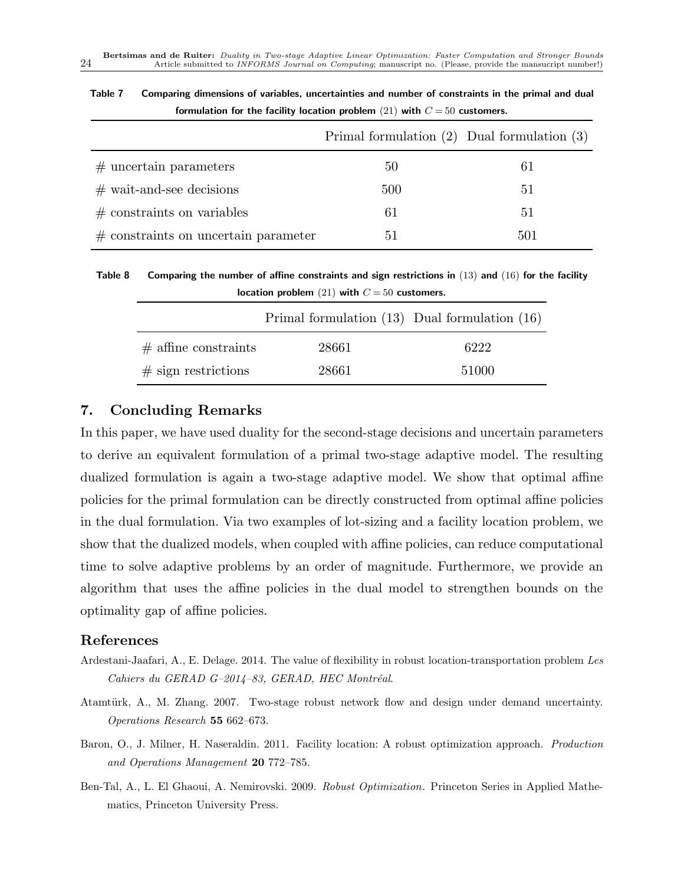**Table 7** Comparing dimensions of variables, uncertainties and number of constraints in the primal and dual formulation for the facility location problem (21) with $C = 50$ customers.

| | Primal formulation (2) | Dual formulation (3) |
|---|---|---|
| # uncertain parameters | 50 | 61 |
| # wait-and-see decisions | 500 | 51 |
| # constraints on variables | 61 | 51 |
| # constraints on uncertain parameter | 51 | 501 |

**Table 8** Comparing the number of affine constraints and sign restrictions in (13) and (16) for the facility location problem (21) with $C = 50$ customers.

| | Primal formulation (13) | Dual formulation (16) |
|---|---|---|
| # affine constraints | 28661 | 6222 |
| # sign restrictions | 28661 | 51000 |

## 7. Concluding Remarks

In this paper, we have used duality for the second-stage decisions and uncertain parameters to derive an equivalent formulation of a primal two-stage adaptive model. The resulting dualized formulation is again a two-stage adaptive model. We show that optimal affine policies for the primal formulation can be directly constructed from optimal affine policies in the dual formulation. Via two examples of lot-sizing and a facility location problem, we show that the dualized models, when coupled with affine policies, can reduce computational time to solve adaptive problems by an order of magnitude. Furthermore, we provide an algorithm that uses the affine policies in the dual model to strengthen bounds on the optimality gap of affine policies.

## References

Ardestani-Jaafari, A., E. Delage. 2014. The value of flexibility in robust location-transportation problem *Les Cahiers du GERAD G–2014–83, GERAD, HEC Montréal*.

Atamtürk, A., M. Zhang. 2007. Two-stage robust network flow and design under demand uncertainty. *Operations Research* **55** 662–673.

Baron, O., J. Milner, H. Naseraldin. 2011. Facility location: A robust optimization approach. *Production and Operations Management* **20** 772–785.

Ben-Tal, A., L. El Ghaoui, A. Nemirovski. 2009. *Robust Optimization*. Princeton Series in Applied Mathematics, Princeton University Press.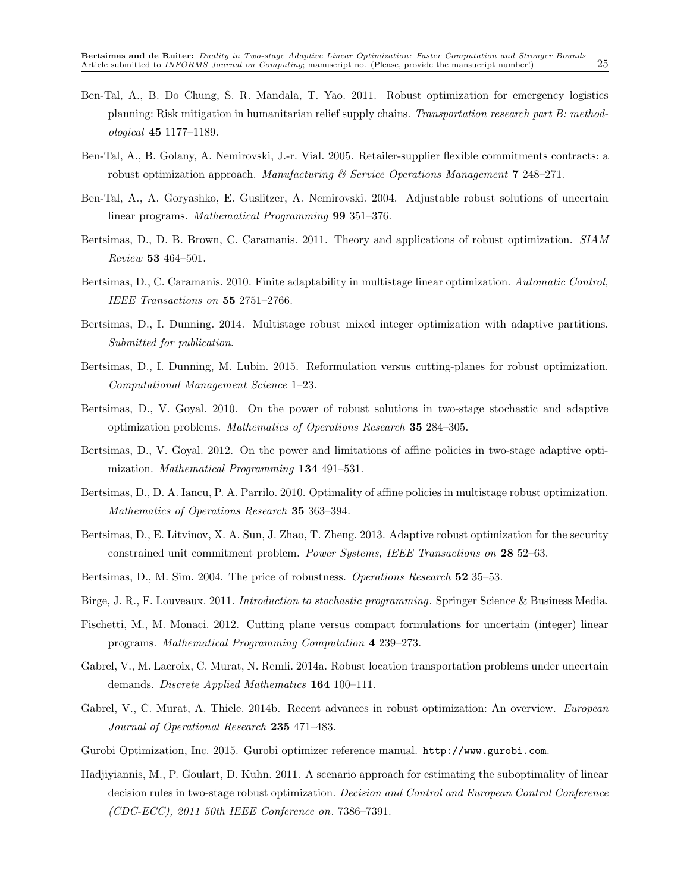Ben-Tal, A., B. Do Chung, S. R. Mandala, T. Yao. 2011. Robust optimization for emergency logistics planning: Risk mitigation in humanitarian relief supply chains. *Transportation research part B: methodological* **45** 1177–1189.

Ben-Tal, A., B. Golany, A. Nemirovski, J.-r. Vial. 2005. Retailer-supplier flexible commitments contracts: a robust optimization approach. *Manufacturing & Service Operations Management* **7** 248–271.

Ben-Tal, A., A. Goryashko, E. Guslitzer, A. Nemirovski. 2004. Adjustable robust solutions of uncertain linear programs. *Mathematical Programming* **99** 351–376.

Bertsimas, D., D. B. Brown, C. Caramanis. 2011. Theory and applications of robust optimization. *SIAM Review* **53** 464–501.

Bertsimas, D., C. Caramanis. 2010. Finite adaptability in multistage linear optimization. *Automatic Control, IEEE Transactions on* **55** 2751–2766.

Bertsimas, D., I. Dunning. 2014. Multistage robust mixed integer optimization with adaptive partitions. *Submitted for publication*.

Bertsimas, D., I. Dunning, M. Lubin. 2015. Reformulation versus cutting-planes for robust optimization. *Computational Management Science* 1–23.

Bertsimas, D., V. Goyal. 2010. On the power of robust solutions in two-stage stochastic and adaptive optimization problems. *Mathematics of Operations Research* **35** 284–305.

Bertsimas, D., V. Goyal. 2012. On the power and limitations of affine policies in two-stage adaptive optimization. *Mathematical Programming* **134** 491–531.

Bertsimas, D., D. A. Iancu, P. A. Parrilo. 2010. Optimality of affine policies in multistage robust optimization. *Mathematics of Operations Research* **35** 363–394.

Bertsimas, D., E. Litvinov, X. A. Sun, J. Zhao, T. Zheng. 2013. Adaptive robust optimization for the security constrained unit commitment problem. *Power Systems, IEEE Transactions on* **28** 52–63.

Bertsimas, D., M. Sim. 2004. The price of robustness. *Operations Research* **52** 35–53.

Birge, J. R., F. Louveaux. 2011. *Introduction to stochastic programming*. Springer Science & Business Media.

Fischetti, M., M. Monaci. 2012. Cutting plane versus compact formulations for uncertain (integer) linear programs. *Mathematical Programming Computation* **4** 239–273.

Gabrel, V., M. Lacroix, C. Murat, N. Remli. 2014a. Robust location transportation problems under uncertain demands. *Discrete Applied Mathematics* **164** 100–111.

Gabrel, V., C. Murat, A. Thiele. 2014b. Recent advances in robust optimization: An overview. *European Journal of Operational Research* **235** 471–483.

Gurobi Optimization, Inc. 2015. Gurobi optimizer reference manual. `http://www.gurobi.com`.

Hadjiyiannis, M., P. Goulart, D. Kuhn. 2011. A scenario approach for estimating the suboptimality of linear decision rules in two-stage robust optimization. *Decision and Control and European Control Conference (CDC-ECC), 2011 50th IEEE Conference on*. 7386–7391.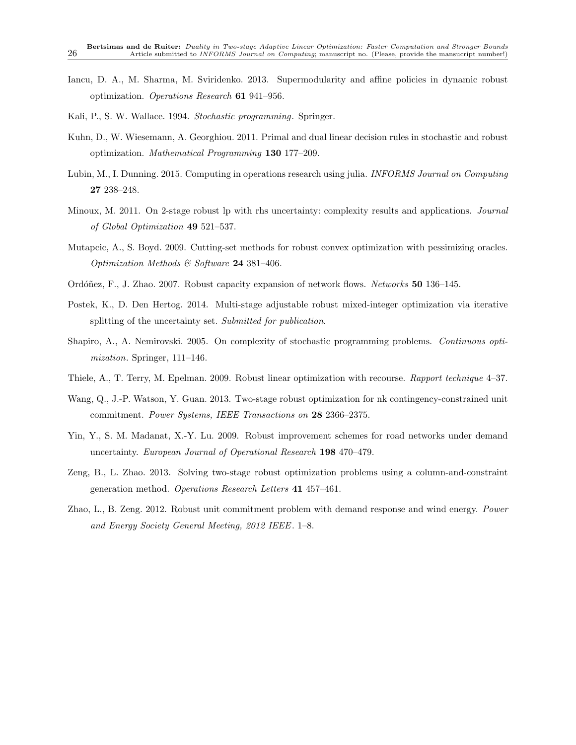Iancu, D. A., M. Sharma, M. Sviridenko. 2013. Supermodularity and affine policies in dynamic robust optimization. *Operations Research* **61** 941–956.

Kali, P., S. W. Wallace. 1994. *Stochastic programming*. Springer.

Kuhn, D., W. Wiesemann, A. Georghiou. 2011. Primal and dual linear decision rules in stochastic and robust optimization. *Mathematical Programming* **130** 177–209.

Lubin, M., I. Dunning. 2015. Computing in operations research using julia. *INFORMS Journal on Computing* **27** 238–248.

Minoux, M. 2011. On 2-stage robust lp with rhs uncertainty: complexity results and applications. *Journal of Global Optimization* **49** 521–537.

Mutapcic, A., S. Boyd. 2009. Cutting-set methods for robust convex optimization with pessimizing oracles. *Optimization Methods & Software* **24** 381–406.

Ordóñez, F., J. Zhao. 2007. Robust capacity expansion of network flows. *Networks* **50** 136–145.

Postek, K., D. Den Hertog. 2014. Multi-stage adjustable robust mixed-integer optimization via iterative splitting of the uncertainty set. *Submitted for publication*.

Shapiro, A., A. Nemirovski. 2005. On complexity of stochastic programming problems. *Continuous optimization*. Springer, 111–146.

Thiele, A., T. Terry, M. Epelman. 2009. Robust linear optimization with recourse. *Rapport technique* 4–37.

Wang, Q., J.-P. Watson, Y. Guan. 2013. Two-stage robust optimization for nk contingency-constrained unit commitment. *Power Systems, IEEE Transactions on* **28** 2366–2375.

Yin, Y., S. M. Madanat, X.-Y. Lu. 2009. Robust improvement schemes for road networks under demand uncertainty. *European Journal of Operational Research* **198** 470–479.

Zeng, B., L. Zhao. 2013. Solving two-stage robust optimization problems using a column-and-constraint generation method. *Operations Research Letters* **41** 457–461.

Zhao, L., B. Zeng. 2012. Robust unit commitment problem with demand response and wind energy. *Power and Energy Society General Meeting, 2012 IEEE*. 1–8.